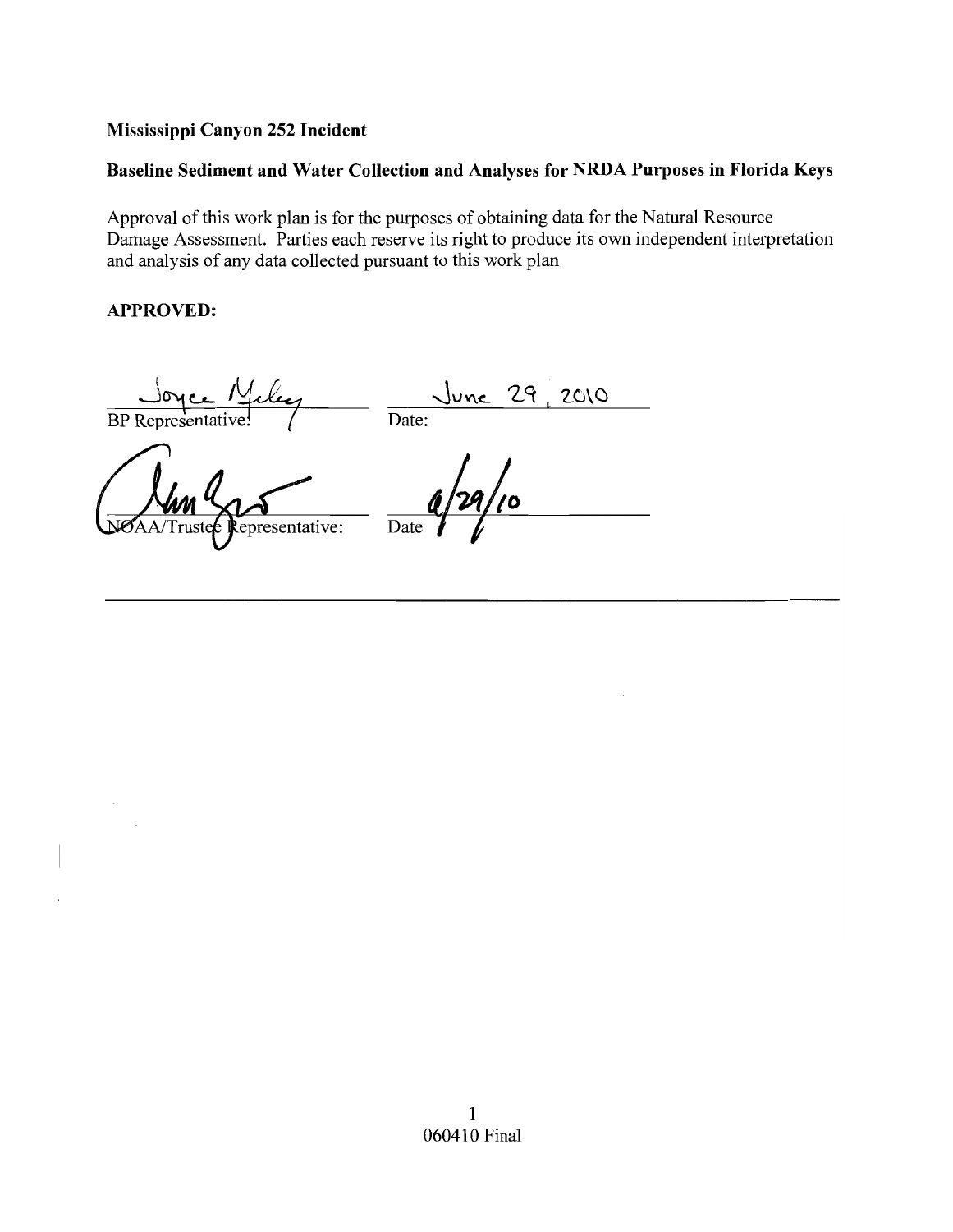**Mississippi Canyon 252 Incident**

**Baseline Sediment and Water Collection and Analyses for NRDA Purposes in Florida Keys**

Approval of this work plan is for the purposes of obtaining data for the Natural Resource Damage Assessment. Parties each reserve its right to produce its own independent interpretation and analysis of any data collected pursuant to this work plan

**APPROVED:**

Joyce Miley ______________________ June 29, 2010 ______________________

BP Representative: Date:

______________________ 6/29/10 ______________________

NOAA/Trustee Representative: Date

060410 Final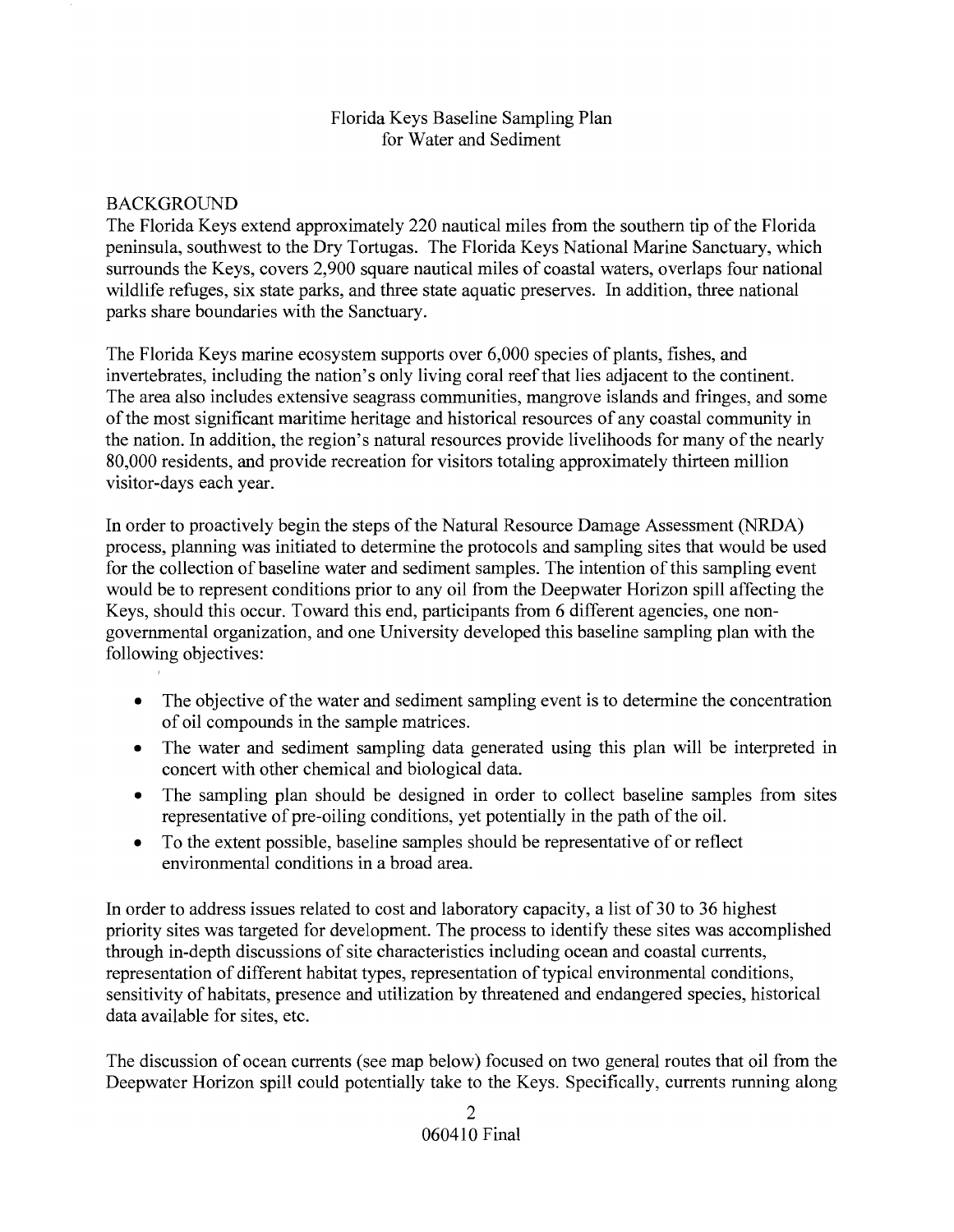# Florida Keys Baseline Sampling Plan for Water and Sediment

## BACKGROUND

The Florida Keys extend approximately 220 nautical miles from the southern tip of the Florida peninsula, southwest to the Dry Tortugas. The Florida Keys National Marine Sanctuary, which surrounds the Keys, covers 2,900 square nautical miles of coastal waters, overlaps four national wildlife refuges, six state parks, and three state aquatic preserves. In addition, three national parks share boundaries with the Sanctuary.

The Florida Keys marine ecosystem supports over 6,000 species of plants, fishes, and invertebrates, including the nation's only living coral reef that lies adjacent to the continent. The area also includes extensive seagrass communities, mangrove islands and fringes, and some of the most significant maritime heritage and historical resources of any coastal community in the nation. In addition, the region's natural resources provide livelihoods for many of the nearly 80,000 residents, and provide recreation for visitors totaling approximately thirteen million visitor-days each year.

In order to proactively begin the steps of the Natural Resource Damage Assessment (NRDA) process, planning was initiated to determine the protocols and sampling sites that would be used for the collection of baseline water and sediment samples. The intention of this sampling event would be to represent conditions prior to any oil from the Deepwater Horizon spill affecting the Keys, should this occur. Toward this end, participants from 6 different agencies, one non-governmental organization, and one University developed this baseline sampling plan with the following objectives:

- The objective of the water and sediment sampling event is to determine the concentration of oil compounds in the sample matrices.
- The water and sediment sampling data generated using this plan will be interpreted in concert with other chemical and biological data.
- The sampling plan should be designed in order to collect baseline samples from sites representative of pre-oiling conditions, yet potentially in the path of the oil.
- To the extent possible, baseline samples should be representative of or reflect environmental conditions in a broad area.

In order to address issues related to cost and laboratory capacity, a list of 30 to 36 highest priority sites was targeted for development. The process to identify these sites was accomplished through in-depth discussions of site characteristics including ocean and coastal currents, representation of different habitat types, representation of typical environmental conditions, sensitivity of habitats, presence and utilization by threatened and endangered species, historical data available for sites, etc.

The discussion of ocean currents (see map below) focused on two general routes that oil from the Deepwater Horizon spill could potentially take to the Keys. Specifically, currents running along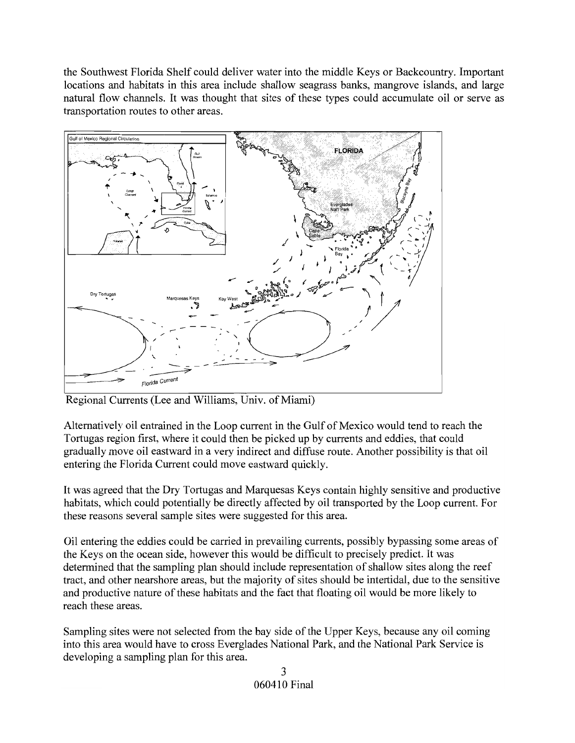the Southwest Florida Shelf could deliver water into the middle Keys or Backcountry. Important locations and habitats in this area include shallow seagrass banks, mangrove islands, and large natural flow channels. It was thought that sites of these types could accumulate oil or serve as transportation routes to other areas.

Regional Currents (Lee and Williams, Univ. of Miami)

Alternatively oil entrained in the Loop current in the Gulf of Mexico would tend to reach the Tortugas region first, where it could then be picked up by currents and eddies, that could gradually move oil eastward in a very indirect and diffuse route. Another possibility is that oil entering the Florida Current could move eastward quickly.

It was agreed that the Dry Tortugas and Marquesas Keys contain highly sensitive and productive habitats, which could potentially be directly affected by oil transported by the Loop current. For these reasons several sample sites were suggested for this area.

Oil entering the eddies could be carried in prevailing currents, possibly bypassing some areas of the Keys on the ocean side, however this would be difficult to precisely predict. It was determined that the sampling plan should include representation of shallow sites along the reef tract, and other nearshore areas, but the majority of sites should be intertidal, due to the sensitive and productive nature of these habitats and the fact that floating oil would be more likely to reach these areas.

Sampling sites were not selected from the bay side of the Upper Keys, because any oil coming into this area would have to cross Everglades National Park, and the National Park Service is developing a sampling plan for this area.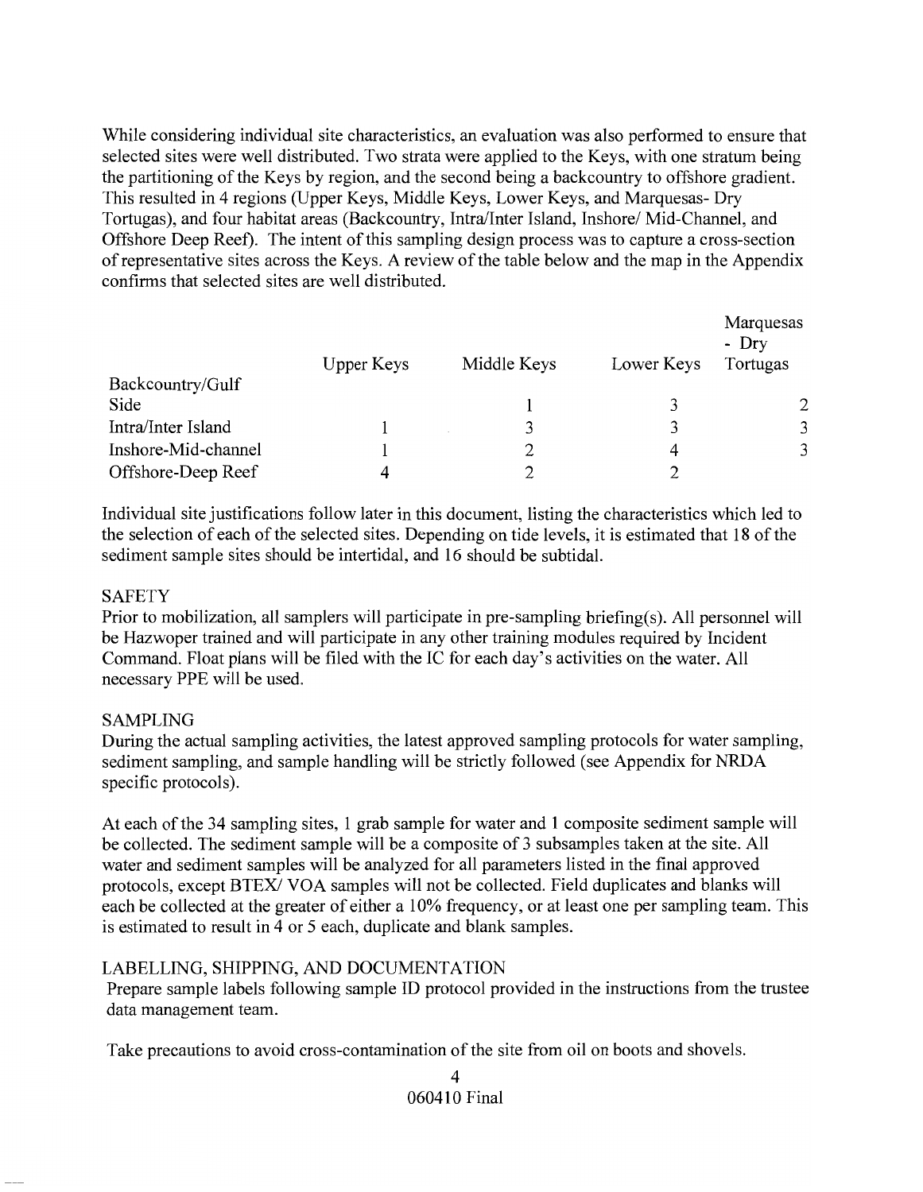While considering individual site characteristics, an evaluation was also performed to ensure that selected sites were well distributed. Two strata were applied to the Keys, with one stratum being the partitioning of the Keys by region, and the second being a backcountry to offshore gradient. This resulted in 4 regions (Upper Keys, Middle Keys, Lower Keys, and Marquesas- Dry Tortugas), and four habitat areas (Backcountry, Intra/Inter Island, Inshore/ Mid-Channel, and Offshore Deep Reef). The intent of this sampling design process was to capture a cross-section of representative sites across the Keys. A review of the table below and the map in the Appendix confirms that selected sites are well distributed.

| | Upper Keys | Middle Keys | Lower Keys | Marquesas - Dry Tortugas |
|---|---|---|---|---|
| Backcountry/Gulf Side | | 1 | 3 | 2 |
| Intra/Inter Island | 1 | 3 | 3 | 3 |
| Inshore-Mid-channel | 1 | 2 | 4 | 3 |
| Offshore-Deep Reef | 4 | 2 | 2 | |

Individual site justifications follow later in this document, listing the characteristics which led to the selection of each of the selected sites. Depending on tide levels, it is estimated that 18 of the sediment sample sites should be intertidal, and 16 should be subtidal.

## SAFETY

Prior to mobilization, all samplers will participate in pre-sampling briefing(s). All personnel will be Hazwoper trained and will participate in any other training modules required by Incident Command. Float plans will be filed with the IC for each day's activities on the water. All necessary PPE will be used.

## SAMPLING

During the actual sampling activities, the latest approved sampling protocols for water sampling, sediment sampling, and sample handling will be strictly followed (see Appendix for NRDA specific protocols).

At each of the 34 sampling sites, 1 grab sample for water and 1 composite sediment sample will be collected. The sediment sample will be a composite of 3 subsamples taken at the site. All water and sediment samples will be analyzed for all parameters listed in the final approved protocols, except BTEX/ VOA samples will not be collected. Field duplicates and blanks will each be collected at the greater of either a 10% frequency, or at least one per sampling team. This is estimated to result in 4 or 5 each, duplicate and blank samples.

## LABELLING, SHIPPING, AND DOCUMENTATION

Prepare sample labels following sample ID protocol provided in the instructions from the trustee data management team.

Take precautions to avoid cross-contamination of the site from oil on boots and shovels.

060410 Final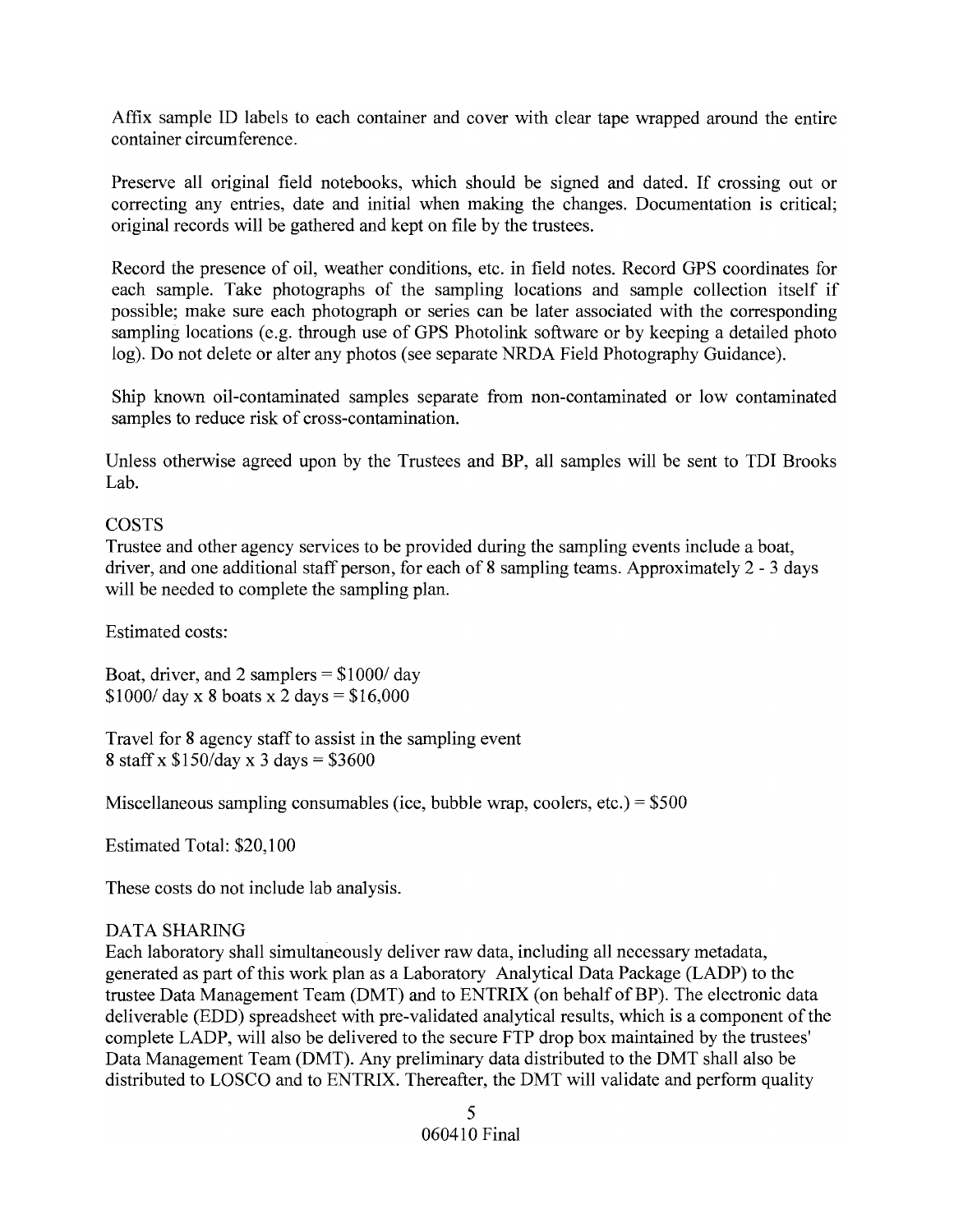Affix sample ID labels to each container and cover with clear tape wrapped around the entire container circumference.

Preserve all original field notebooks, which should be signed and dated. If crossing out or correcting any entries, date and initial when making the changes. Documentation is critical; original records will be gathered and kept on file by the trustees.

Record the presence of oil, weather conditions, etc. in field notes. Record GPS coordinates for each sample. Take photographs of the sampling locations and sample collection itself if possible; make sure each photograph or series can be later associated with the corresponding sampling locations (e.g. through use of GPS Photolink software or by keeping a detailed photo log). Do not delete or alter any photos (see separate NRDA Field Photography Guidance).

Ship known oil-contaminated samples separate from non-contaminated or low contaminated samples to reduce risk of cross-contamination.

Unless otherwise agreed upon by the Trustees and BP, all samples will be sent to TDI Brooks Lab.

COSTS

Trustee and other agency services to be provided during the sampling events include a boat, driver, and one additional staff person, for each of 8 sampling teams. Approximately 2 - 3 days will be needed to complete the sampling plan.

Estimated costs:

Boat, driver, and 2 samplers = $1000/ day
$1000/ day x 8 boats x 2 days = $16,000

Travel for 8 agency staff to assist in the sampling event
8 staff x $150/day x 3 days = $3600

Miscellaneous sampling consumables (ice, bubble wrap, coolers, etc.) = $500

Estimated Total: $20,100

These costs do not include lab analysis.

DATA SHARING

Each laboratory shall simultaneously deliver raw data, including all necessary metadata, generated as part of this work plan as a Laboratory Analytical Data Package (LADP) to the trustee Data Management Team (DMT) and to ENTRIX (on behalf of BP). The electronic data deliverable (EDD) spreadsheet with pre-validated analytical results, which is a component of the complete LADP, will also be delivered to the secure FTP drop box maintained by the trustees' Data Management Team (DMT). Any preliminary data distributed to the DMT shall also be distributed to LOSCO and to ENTRIX. Thereafter, the DMT will validate and perform quality

060410 Final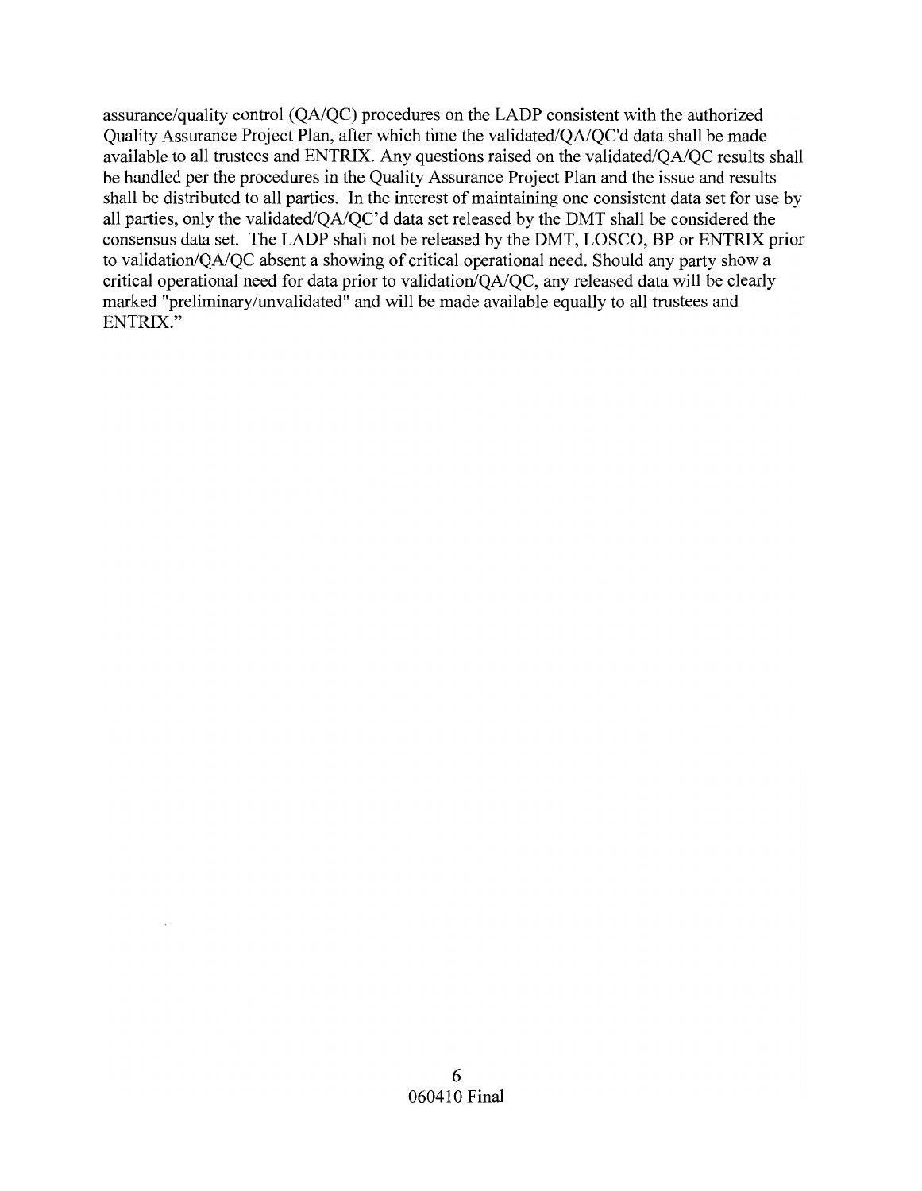assurance/quality control (QA/QC) procedures on the LADP consistent with the authorized Quality Assurance Project Plan, after which time the validated/QA/QC'd data shall be made available to all trustees and ENTRIX. Any questions raised on the validated/QA/QC results shall be handled per the procedures in the Quality Assurance Project Plan and the issue and results shall be distributed to all parties. In the interest of maintaining one consistent data set for use by all parties, only the validated/QA/QC'd data set released by the DMT shall be considered the consensus data set. The LADP shall not be released by the DMT, LOSCO, BP or ENTRIX prior to validation/QA/QC absent a showing of critical operational need. Should any party show a critical operational need for data prior to validation/QA/QC, any released data will be clearly marked "preliminary/unvalidated" and will be made available equally to all trustees and ENTRIX."

060410 Final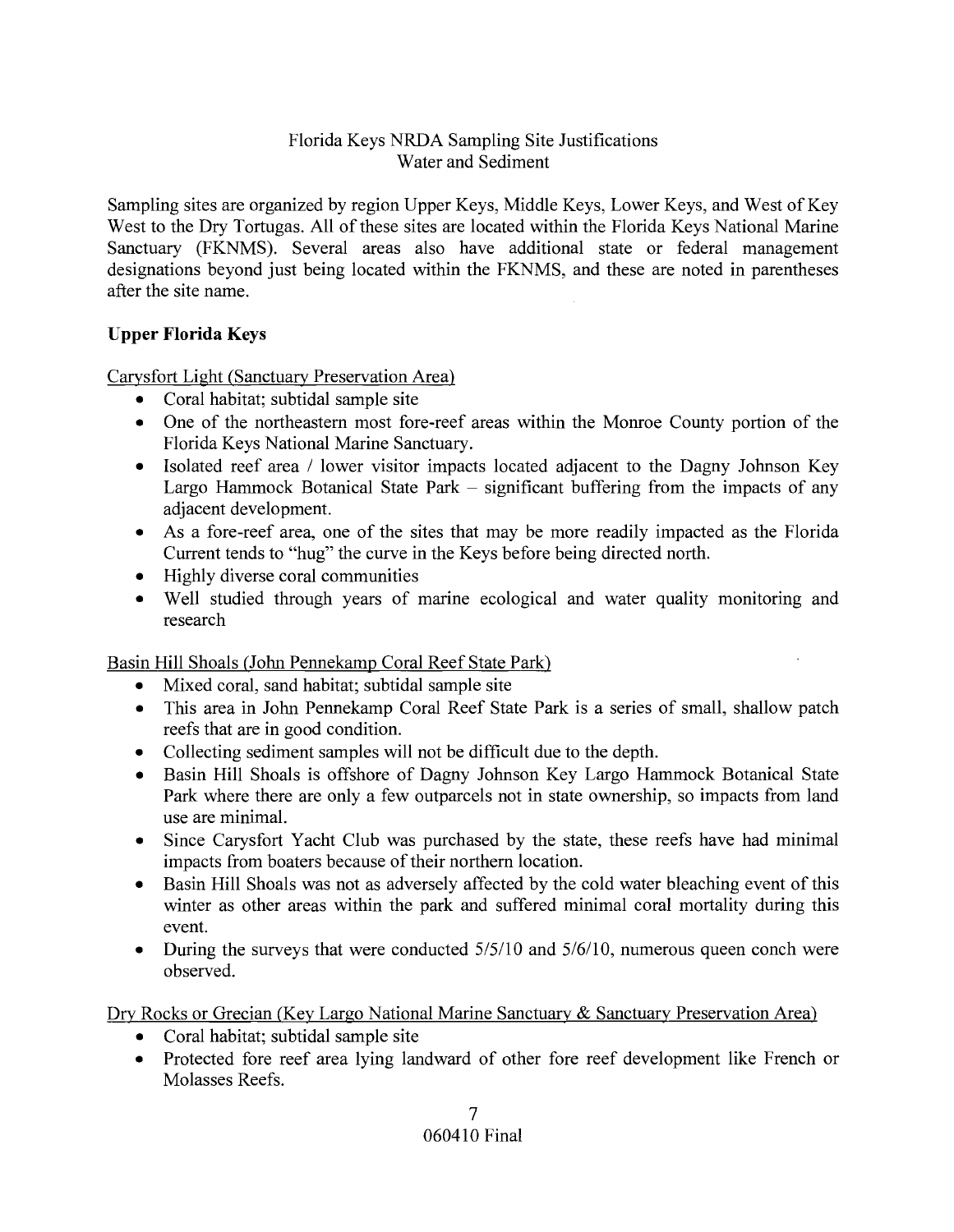Florida Keys NRDA Sampling Site Justifications
Water and Sediment

Sampling sites are organized by region Upper Keys, Middle Keys, Lower Keys, and West of Key West to the Dry Tortugas. All of these sites are located within the Florida Keys National Marine Sanctuary (FKNMS). Several areas also have additional state or federal management designations beyond just being located within the FKNMS, and these are noted in parentheses after the site name.

## Upper Florida Keys

Carysfort Light (Sanctuary Preservation Area)

- Coral habitat; subtidal sample site
- One of the northeastern most fore-reef areas within the Monroe County portion of the Florida Keys National Marine Sanctuary.
- Isolated reef area / lower visitor impacts located adjacent to the Dagny Johnson Key Largo Hammock Botanical State Park – significant buffering from the impacts of any adjacent development.
- As a fore-reef area, one of the sites that may be more readily impacted as the Florida Current tends to "hug" the curve in the Keys before being directed north.
- Highly diverse coral communities
- Well studied through years of marine ecological and water quality monitoring and research

Basin Hill Shoals (John Pennekamp Coral Reef State Park)

- Mixed coral, sand habitat; subtidal sample site
- This area in John Pennekamp Coral Reef State Park is a series of small, shallow patch reefs that are in good condition.
- Collecting sediment samples will not be difficult due to the depth.
- Basin Hill Shoals is offshore of Dagny Johnson Key Largo Hammock Botanical State Park where there are only a few outparcels not in state ownership, so impacts from land use are minimal.
- Since Carysfort Yacht Club was purchased by the state, these reefs have had minimal impacts from boaters because of their northern location.
- Basin Hill Shoals was not as adversely affected by the cold water bleaching event of this winter as other areas within the park and suffered minimal coral mortality during this event.
- During the surveys that were conducted 5/5/10 and 5/6/10, numerous queen conch were observed.

Dry Rocks or Grecian (Key Largo National Marine Sanctuary & Sanctuary Preservation Area)

- Coral habitat; subtidal sample site
- Protected fore reef area lying landward of other fore reef development like French or Molasses Reefs.

060410 Final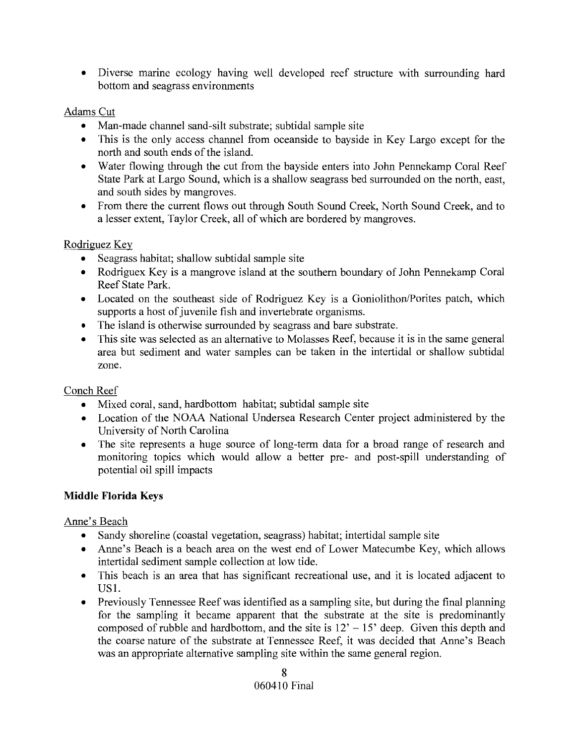- Diverse marine ecology having well developed reef structure with surrounding hard bottom and seagrass environments

Adams Cut

- Man-made channel sand-silt substrate; subtidal sample site
- This is the only access channel from oceanside to bayside in Key Largo except for the north and south ends of the island.
- Water flowing through the cut from the bayside enters into John Pennekamp Coral Reef State Park at Largo Sound, which is a shallow seagrass bed surrounded on the north, east, and south sides by mangroves.
- From there the current flows out through South Sound Creek, North Sound Creek, and to a lesser extent, Taylor Creek, all of which are bordered by mangroves.

Rodriguez Key

- Seagrass habitat; shallow subtidal sample site
- Rodriguex Key is a mangrove island at the southern boundary of John Pennekamp Coral Reef State Park.
- Located on the southeast side of Rodriguez Key is a Goniolithon/Porites patch, which supports a host of juvenile fish and invertebrate organisms.
- The island is otherwise surrounded by seagrass and bare substrate.
- This site was selected as an alternative to Molasses Reef, because it is in the same general area but sediment and water samples can be taken in the intertidal or shallow subtidal zone.

Conch Reef

- Mixed coral, sand, hardbottom habitat; subtidal sample site
- Location of the NOAA National Undersea Research Center project administered by the University of North Carolina
- The site represents a huge source of long-term data for a broad range of research and monitoring topics which would allow a better pre- and post-spill understanding of potential oil spill impacts

**Middle Florida Keys**

Anne's Beach

- Sandy shoreline (coastal vegetation, seagrass) habitat; intertidal sample site
- Anne's Beach is a beach area on the west end of Lower Matecumbe Key, which allows intertidal sediment sample collection at low tide.
- This beach is an area that has significant recreational use, and it is located adjacent to US1.
- Previously Tennessee Reef was identified as a sampling site, but during the final planning for the sampling it became apparent that the substrate at the site is predominantly composed of rubble and hardbottom, and the site is 12' – 15' deep. Given this depth and the coarse nature of the substrate at Tennessee Reef, it was decided that Anne's Beach was an appropriate alternative sampling site within the same general region.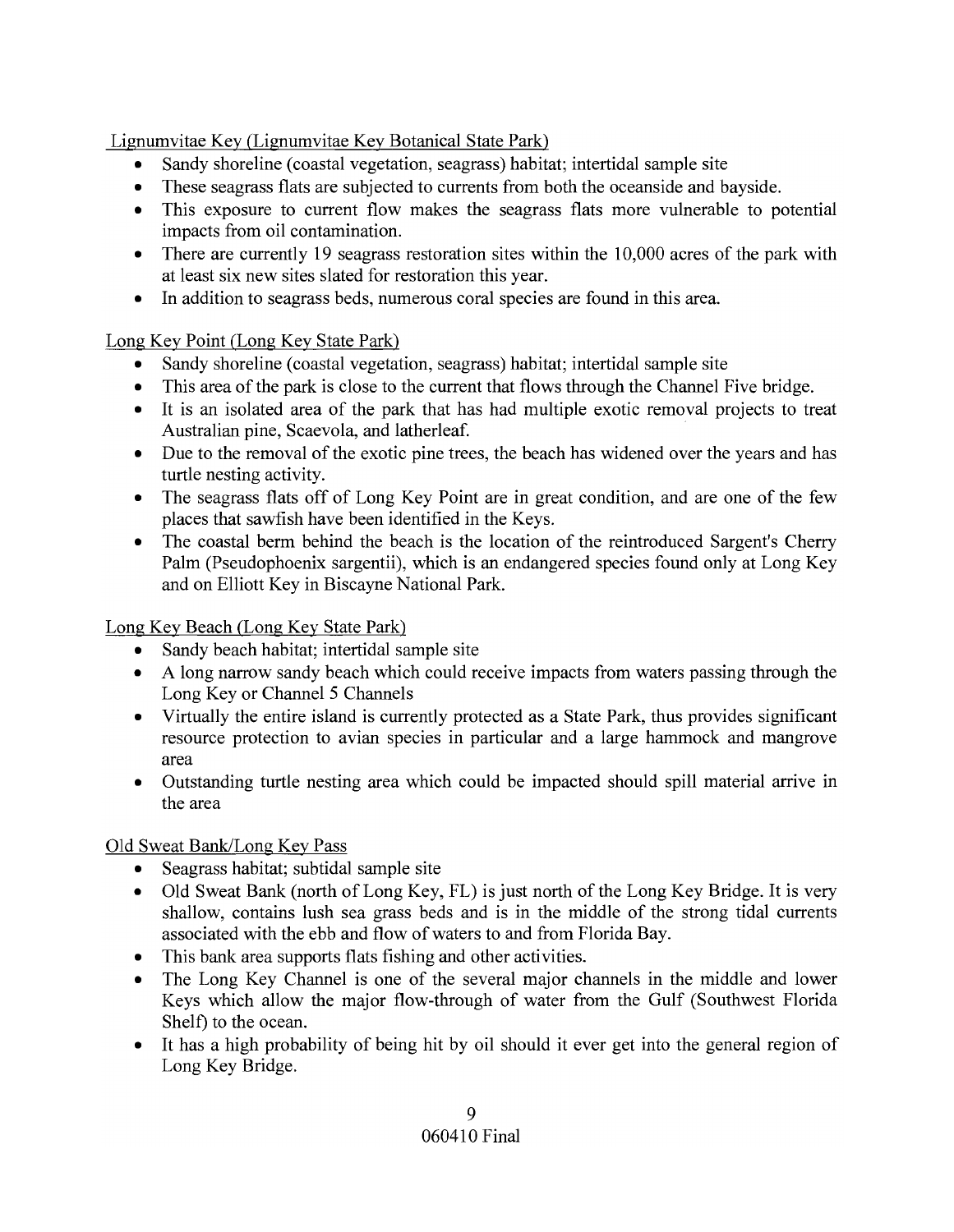Lignumvitae Key (Lignumvitae Key Botanical State Park)

- Sandy shoreline (coastal vegetation, seagrass) habitat; intertidal sample site
- These seagrass flats are subjected to currents from both the oceanside and bayside.
- This exposure to current flow makes the seagrass flats more vulnerable to potential impacts from oil contamination.
- There are currently 19 seagrass restoration sites within the 10,000 acres of the park with at least six new sites slated for restoration this year.
- In addition to seagrass beds, numerous coral species are found in this area.

Long Key Point (Long Key State Park)

- Sandy shoreline (coastal vegetation, seagrass) habitat; intertidal sample site
- This area of the park is close to the current that flows through the Channel Five bridge.
- It is an isolated area of the park that has had multiple exotic removal projects to treat Australian pine, Scaevola, and latherleaf.
- Due to the removal of the exotic pine trees, the beach has widened over the years and has turtle nesting activity.
- The seagrass flats off of Long Key Point are in great condition, and are one of the few places that sawfish have been identified in the Keys.
- The coastal berm behind the beach is the location of the reintroduced Sargent's Cherry Palm (Pseudophoenix sargentii), which is an endangered species found only at Long Key and on Elliott Key in Biscayne National Park.

Long Key Beach (Long Key State Park)

- Sandy beach habitat; intertidal sample site
- A long narrow sandy beach which could receive impacts from waters passing through the Long Key or Channel 5 Channels
- Virtually the entire island is currently protected as a State Park, thus provides significant resource protection to avian species in particular and a large hammock and mangrove area
- Outstanding turtle nesting area which could be impacted should spill material arrive in the area

Old Sweat Bank/Long Key Pass

- Seagrass habitat; subtidal sample site
- Old Sweat Bank (north of Long Key, FL) is just north of the Long Key Bridge. It is very shallow, contains lush sea grass beds and is in the middle of the strong tidal currents associated with the ebb and flow of waters to and from Florida Bay.
- This bank area supports flats fishing and other activities.
- The Long Key Channel is one of the several major channels in the middle and lower Keys which allow the major flow-through of water from the Gulf (Southwest Florida Shelf) to the ocean.
- It has a high probability of being hit by oil should it ever get into the general region of Long Key Bridge.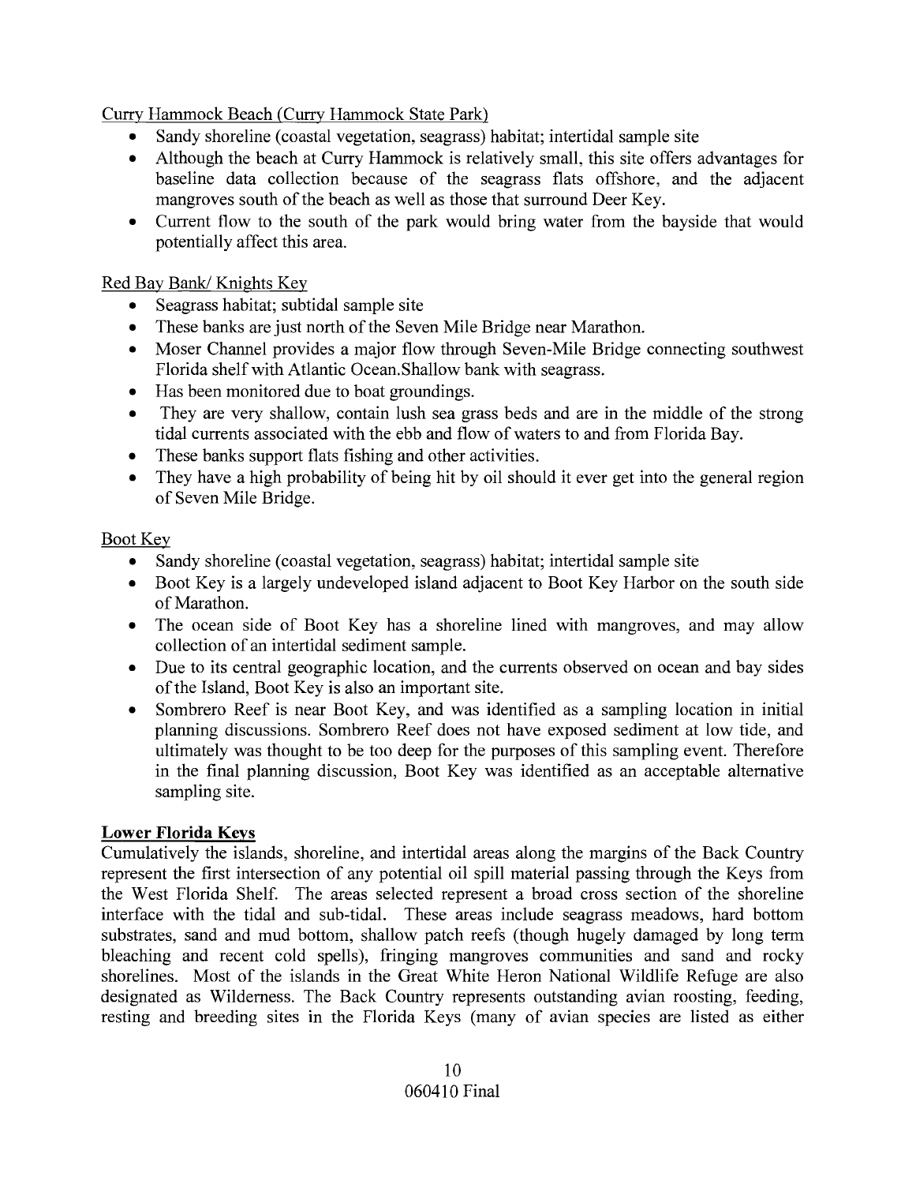Curry Hammock Beach (Curry Hammock State Park)

- Sandy shoreline (coastal vegetation, seagrass) habitat; intertidal sample site
- Although the beach at Curry Hammock is relatively small, this site offers advantages for baseline data collection because of the seagrass flats offshore, and the adjacent mangroves south of the beach as well as those that surround Deer Key.
- Current flow to the south of the park would bring water from the bayside that would potentially affect this area.

Red Bay Bank/ Knights Key

- Seagrass habitat; subtidal sample site
- These banks are just north of the Seven Mile Bridge near Marathon.
- Moser Channel provides a major flow through Seven-Mile Bridge connecting southwest Florida shelf with Atlantic Ocean.Shallow bank with seagrass.
- Has been monitored due to boat groundings.
- They are very shallow, contain lush sea grass beds and are in the middle of the strong tidal currents associated with the ebb and flow of waters to and from Florida Bay.
- These banks support flats fishing and other activities.
- They have a high probability of being hit by oil should it ever get into the general region of Seven Mile Bridge.

Boot Key

- Sandy shoreline (coastal vegetation, seagrass) habitat; intertidal sample site
- Boot Key is a largely undeveloped island adjacent to Boot Key Harbor on the south side of Marathon.
- The ocean side of Boot Key has a shoreline lined with mangroves, and may allow collection of an intertidal sediment sample.
- Due to its central geographic location, and the currents observed on ocean and bay sides of the Island, Boot Key is also an important site.
- Sombrero Reef is near Boot Key, and was identified as a sampling location in initial planning discussions. Sombrero Reef does not have exposed sediment at low tide, and ultimately was thought to be too deep for the purposes of this sampling event. Therefore in the final planning discussion, Boot Key was identified as an acceptable alternative sampling site.

**Lower Florida Keys**

Cumulatively the islands, shoreline, and intertidal areas along the margins of the Back Country represent the first intersection of any potential oil spill material passing through the Keys from the West Florida Shelf. The areas selected represent a broad cross section of the shoreline interface with the tidal and sub-tidal. These areas include seagrass meadows, hard bottom substrates, sand and mud bottom, shallow patch reefs (though hugely damaged by long term bleaching and recent cold spells), fringing mangroves communities and sand and rocky shorelines. Most of the islands in the Great White Heron National Wildlife Refuge are also designated as Wilderness. The Back Country represents outstanding avian roosting, feeding, resting and breeding sites in the Florida Keys (many of avian species are listed as either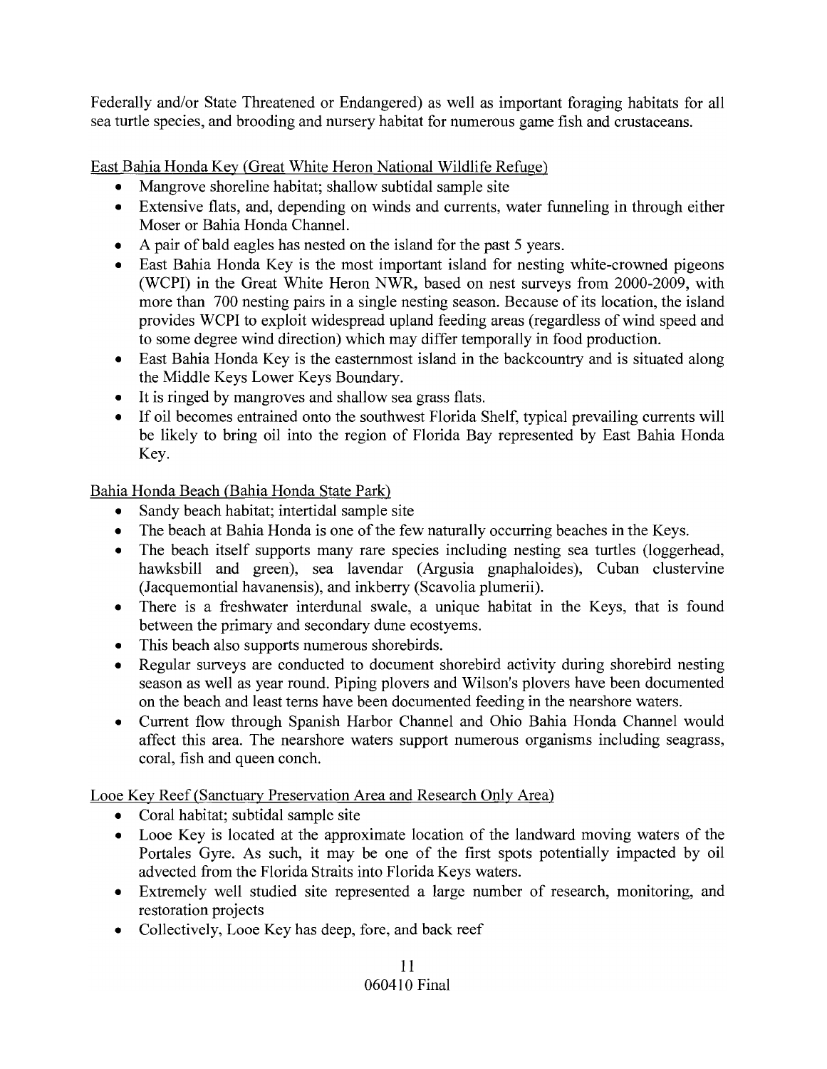Federally and/or State Threatened or Endangered) as well as important foraging habitats for all sea turtle species, and brooding and nursery habitat for numerous game fish and crustaceans.

East Bahia Honda Key (Great White Heron National Wildlife Refuge)

- Mangrove shoreline habitat; shallow subtidal sample site
- Extensive flats, and, depending on winds and currents, water funneling in through either Moser or Bahia Honda Channel.
- A pair of bald eagles has nested on the island for the past 5 years.
- East Bahia Honda Key is the most important island for nesting white-crowned pigeons (WCPI) in the Great White Heron NWR, based on nest surveys from 2000-2009, with more than 700 nesting pairs in a single nesting season. Because of its location, the island provides WCPI to exploit widespread upland feeding areas (regardless of wind speed and to some degree wind direction) which may differ temporally in food production.
- East Bahia Honda Key is the easternmost island in the backcountry and is situated along the Middle Keys Lower Keys Boundary.
- It is ringed by mangroves and shallow sea grass flats.
- If oil becomes entrained onto the southwest Florida Shelf, typical prevailing currents will be likely to bring oil into the region of Florida Bay represented by East Bahia Honda Key.

Bahia Honda Beach (Bahia Honda State Park)

- Sandy beach habitat; intertidal sample site
- The beach at Bahia Honda is one of the few naturally occurring beaches in the Keys.
- The beach itself supports many rare species including nesting sea turtles (loggerhead, hawksbill and green), sea lavendar (Argusia gnaphaloides), Cuban clustervine (Jacquemontial havanensis), and inkberry (Scavolia plumerii).
- There is a freshwater interdunal swale, a unique habitat in the Keys, that is found between the primary and secondary dune ecostyems.
- This beach also supports numerous shorebirds.
- Regular surveys are conducted to document shorebird activity during shorebird nesting season as well as year round. Piping plovers and Wilson's plovers have been documented on the beach and least terns have been documented feeding in the nearshore waters.
- Current flow through Spanish Harbor Channel and Ohio Bahia Honda Channel would affect this area. The nearshore waters support numerous organisms including seagrass, coral, fish and queen conch.

Looe Key Reef (Sanctuary Preservation Area and Research Only Area)

- Coral habitat; subtidal sample site
- Looe Key is located at the approximate location of the landward moving waters of the Portales Gyre. As such, it may be one of the first spots potentially impacted by oil advected from the Florida Straits into Florida Keys waters.
- Extremely well studied site represented a large number of research, monitoring, and restoration projects
- Collectively, Looe Key has deep, fore, and back reef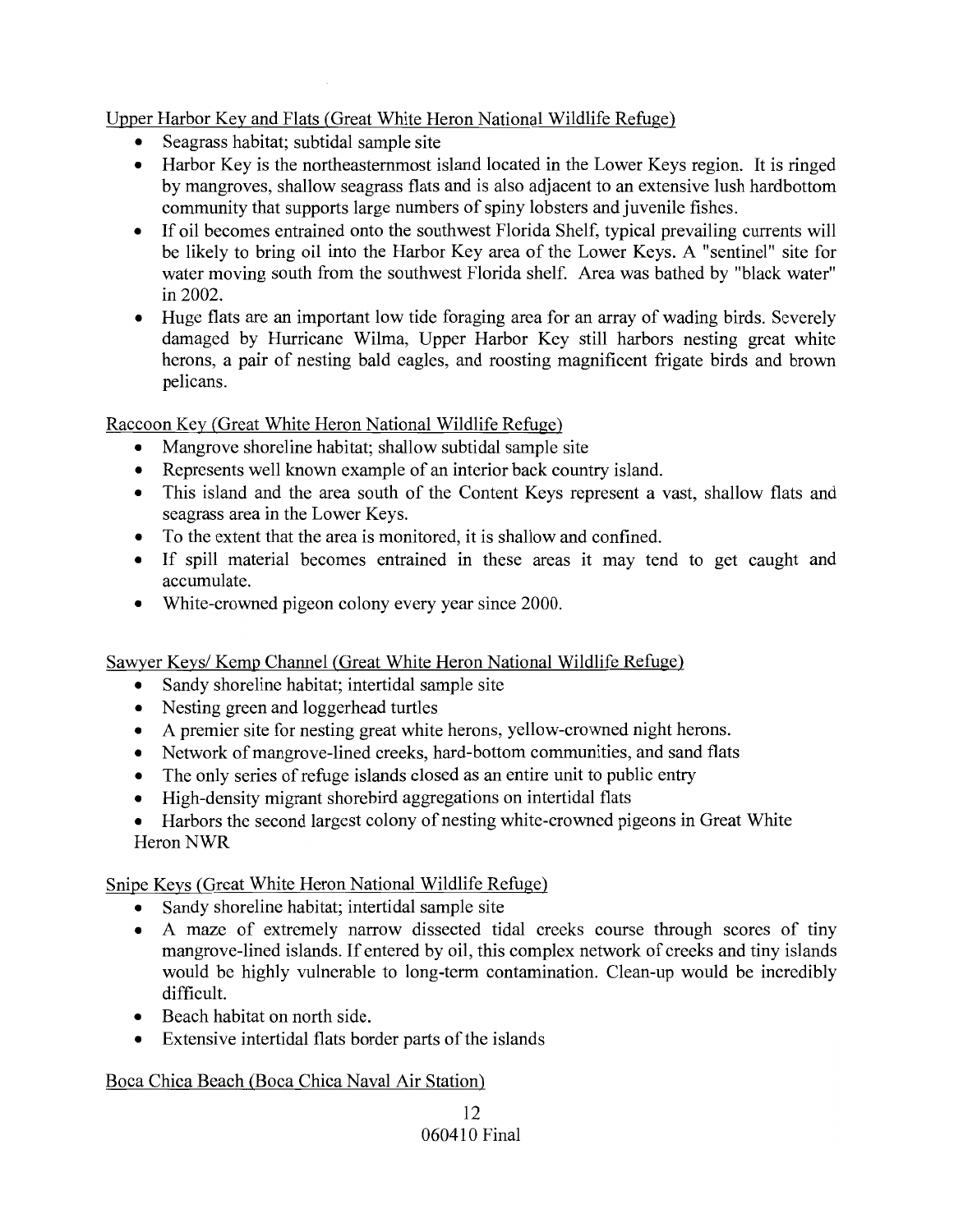Upper Harbor Key and Flats (Great White Heron National Wildlife Refuge)

- Seagrass habitat; subtidal sample site
- Harbor Key is the northeasternmost island located in the Lower Keys region. It is ringed by mangroves, shallow seagrass flats and is also adjacent to an extensive lush hardbottom community that supports large numbers of spiny lobsters and juvenile fishes.
- If oil becomes entrained onto the southwest Florida Shelf, typical prevailing currents will be likely to bring oil into the Harbor Key area of the Lower Keys. A "sentinel" site for water moving south from the southwest Florida shelf. Area was bathed by "black water" in 2002.
- Huge flats are an important low tide foraging area for an array of wading birds. Severely damaged by Hurricane Wilma, Upper Harbor Key still harbors nesting great white herons, a pair of nesting bald eagles, and roosting magnificent frigate birds and brown pelicans.

Raccoon Key (Great White Heron National Wildlife Refuge)

- Mangrove shoreline habitat; shallow subtidal sample site
- Represents well known example of an interior back country island.
- This island and the area south of the Content Keys represent a vast, shallow flats and seagrass area in the Lower Keys.
- To the extent that the area is monitored, it is shallow and confined.
- If spill material becomes entrained in these areas it may tend to get caught and accumulate.
- White-crowned pigeon colony every year since 2000.

Sawyer Keys/ Kemp Channel (Great White Heron National Wildlife Refuge)

- Sandy shoreline habitat; intertidal sample site
- Nesting green and loggerhead turtles
- A premier site for nesting great white herons, yellow-crowned night herons.
- Network of mangrove-lined creeks, hard-bottom communities, and sand flats
- The only series of refuge islands closed as an entire unit to public entry
- High-density migrant shorebird aggregations on intertidal flats
- Harbors the second largest colony of nesting white-crowned pigeons in Great White Heron NWR

Snipe Keys (Great White Heron National Wildlife Refuge)

- Sandy shoreline habitat; intertidal sample site
- A maze of extremely narrow dissected tidal creeks course through scores of tiny mangrove-lined islands. If entered by oil, this complex network of creeks and tiny islands would be highly vulnerable to long-term contamination. Clean-up would be incredibly difficult.
- Beach habitat on north side.
- Extensive intertidal flats border parts of the islands

Boca Chica Beach (Boca Chica Naval Air Station)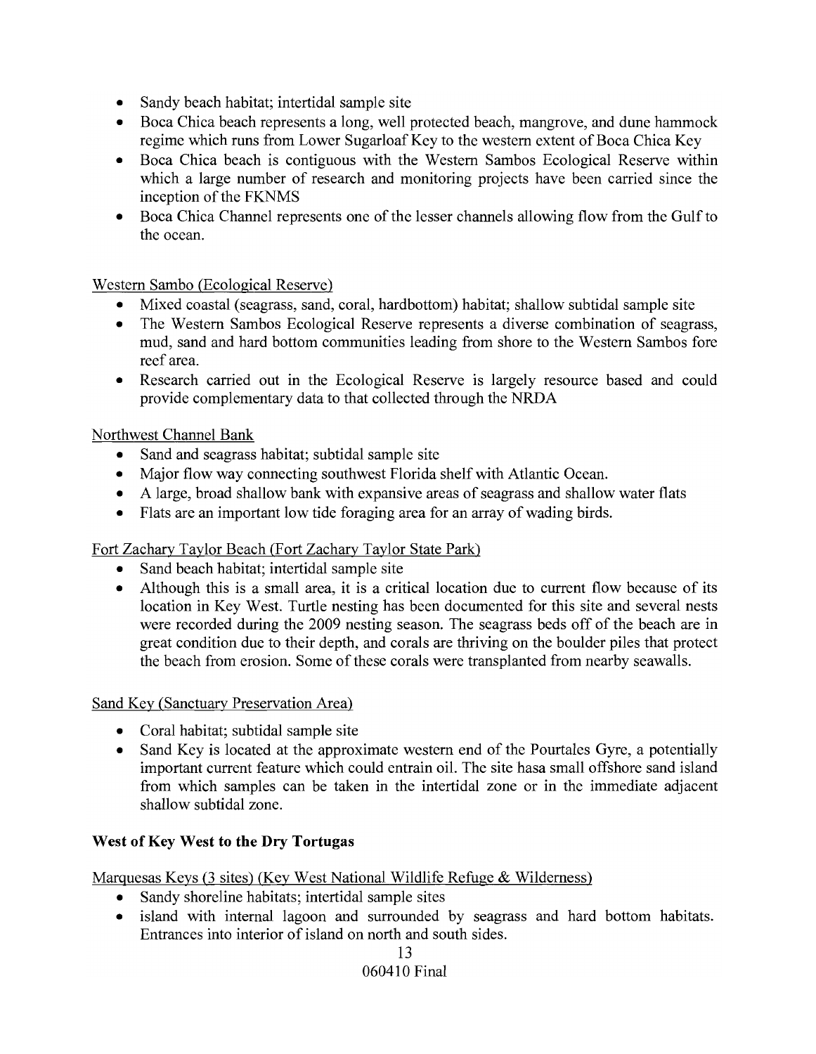- Sandy beach habitat; intertidal sample site
- Boca Chica beach represents a long, well protected beach, mangrove, and dune hammock regime which runs from Lower Sugarloaf Key to the western extent of Boca Chica Key
- Boca Chica beach is contiguous with the Western Sambos Ecological Reserve within which a large number of research and monitoring projects have been carried since the inception of the FKNMS
- Boca Chica Channel represents one of the lesser channels allowing flow from the Gulf to the ocean.

<u>Western Sambo (Ecological Reserve)</u>

- Mixed coastal (seagrass, sand, coral, hardbottom) habitat; shallow subtidal sample site
- The Western Sambos Ecological Reserve represents a diverse combination of seagrass, mud, sand and hard bottom communities leading from shore to the Western Sambos fore reef area.
- Research carried out in the Ecological Reserve is largely resource based and could provide complementary data to that collected through the NRDA

<u>Northwest Channel Bank</u>

- Sand and seagrass habitat; subtidal sample site
- Major flow way connecting southwest Florida shelf with Atlantic Ocean.
- A large, broad shallow bank with expansive areas of seagrass and shallow water flats
- Flats are an important low tide foraging area for an array of wading birds.

<u>Fort Zachary Taylor Beach (Fort Zachary Taylor State Park)</u>

- Sand beach habitat; intertidal sample site
- Although this is a small area, it is a critical location due to current flow because of its location in Key West. Turtle nesting has been documented for this site and several nests were recorded during the 2009 nesting season. The seagrass beds off of the beach are in great condition due to their depth, and corals are thriving on the boulder piles that protect the beach from erosion. Some of these corals were transplanted from nearby seawalls.

<u>Sand Key (Sanctuary Preservation Area)</u>

- Coral habitat; subtidal sample site
- Sand Key is located at the approximate western end of the Pourtales Gyre, a potentially important current feature which could entrain oil. The site hasa small offshore sand island from which samples can be taken in the intertidal zone or in the immediate adjacent shallow subtidal zone.

**West of Key West to the Dry Tortugas**

<u>Marquesas Keys (3 sites) (Key West National Wildlife Refuge & Wilderness)</u>

- Sandy shoreline habitats; intertidal sample sites
- island with internal lagoon and surrounded by seagrass and hard bottom habitats. Entrances into interior of island on north and south sides.

060410 Final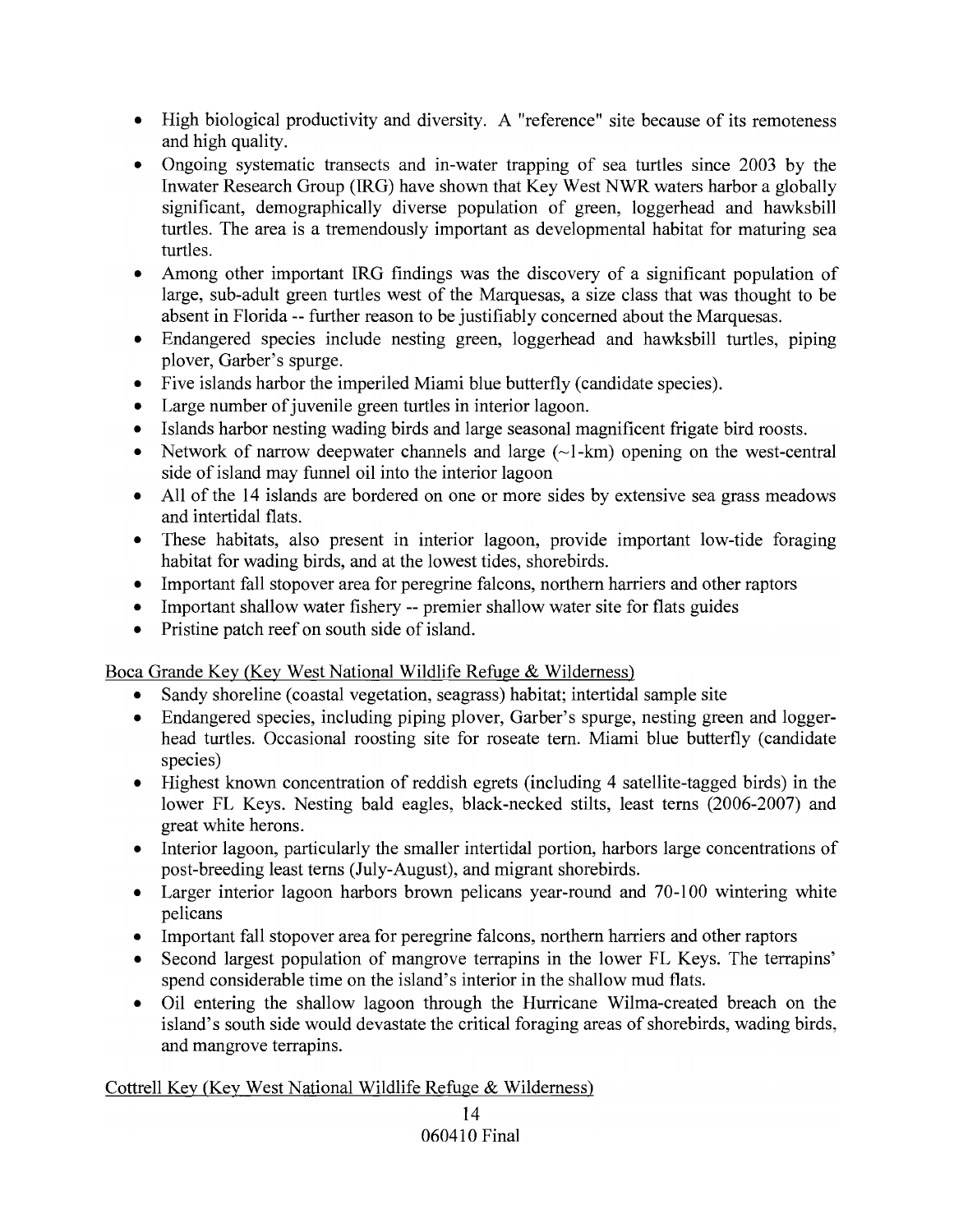- High biological productivity and diversity. A "reference" site because of its remoteness and high quality.
- Ongoing systematic transects and in-water trapping of sea turtles since 2003 by the Inwater Research Group (IRG) have shown that Key West NWR waters harbor a globally significant, demographically diverse population of green, loggerhead and hawksbill turtles. The area is a tremendously important as developmental habitat for maturing sea turtles.
- Among other important IRG findings was the discovery of a significant population of large, sub-adult green turtles west of the Marquesas, a size class that was thought to be absent in Florida -- further reason to be justifiably concerned about the Marquesas.
- Endangered species include nesting green, loggerhead and hawksbill turtles, piping plover, Garber's spurge.
- Five islands harbor the imperiled Miami blue butterfly (candidate species).
- Large number of juvenile green turtles in interior lagoon.
- Islands harbor nesting wading birds and large seasonal magnificent frigate bird roosts.
- Network of narrow deepwater channels and large (~1-km) opening on the west-central side of island may funnel oil into the interior lagoon
- All of the 14 islands are bordered on one or more sides by extensive sea grass meadows and intertidal flats.
- These habitats, also present in interior lagoon, provide important low-tide foraging habitat for wading birds, and at the lowest tides, shorebirds.
- Important fall stopover area for peregrine falcons, northern harriers and other raptors
- Important shallow water fishery -- premier shallow water site for flats guides
- Pristine patch reef on south side of island.

<u>Boca Grande Key (Key West National Wildlife Refuge & Wilderness)</u>

- Sandy shoreline (coastal vegetation, seagrass) habitat; intertidal sample site
- Endangered species, including piping plover, Garber's spurge, nesting green and logger-head turtles. Occasional roosting site for roseate tern. Miami blue butterfly (candidate species)
- Highest known concentration of reddish egrets (including 4 satellite-tagged birds) in the lower FL Keys. Nesting bald eagles, black-necked stilts, least terns (2006-2007) and great white herons.
- Interior lagoon, particularly the smaller intertidal portion, harbors large concentrations of post-breeding least terns (July-August), and migrant shorebirds.
- Larger interior lagoon harbors brown pelicans year-round and 70-100 wintering white pelicans
- Important fall stopover area for peregrine falcons, northern harriers and other raptors
- Second largest population of mangrove terrapins in the lower FL Keys. The terrapins' spend considerable time on the island's interior in the shallow mud flats.
- Oil entering the shallow lagoon through the Hurricane Wilma-created breach on the island's south side would devastate the critical foraging areas of shorebirds, wading birds, and mangrove terrapins.

<u>Cottrell Key (Key West National Wildlife Refuge & Wilderness)</u>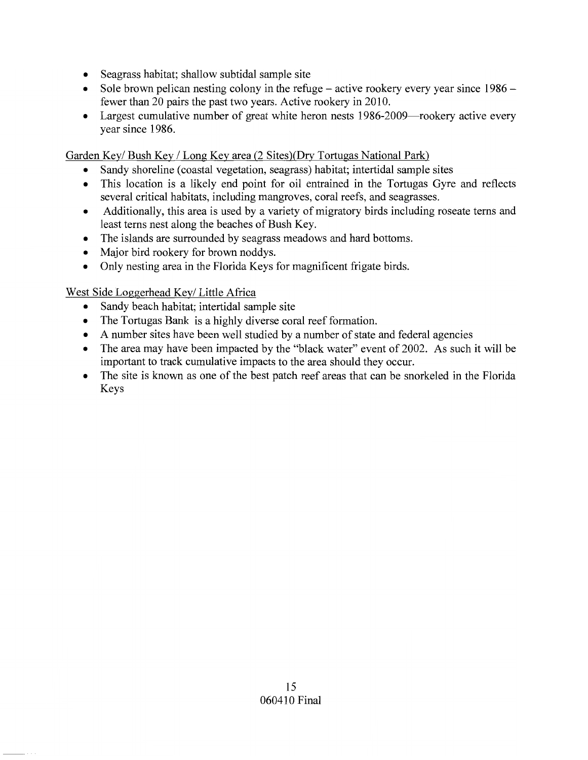- Seagrass habitat; shallow subtidal sample site
- Sole brown pelican nesting colony in the refuge – active rookery every year since 1986 – fewer than 20 pairs the past two years. Active rookery in 2010.
- Largest cumulative number of great white heron nests 1986-2009—rookery active every year since 1986.

Garden Key/ Bush Key / Long Key area (2 Sites)(Dry Tortugas National Park)

- Sandy shoreline (coastal vegetation, seagrass) habitat; intertidal sample sites
- This location is a likely end point for oil entrained in the Tortugas Gyre and reflects several critical habitats, including mangroves, coral reefs, and seagrasses.
- Additionally, this area is used by a variety of migratory birds including roseate terns and least terns nest along the beaches of Bush Key.
- The islands are surrounded by seagrass meadows and hard bottoms.
- Major bird rookery for brown noddys.
- Only nesting area in the Florida Keys for magnificent frigate birds.

West Side Loggerhead Key/ Little Africa

- Sandy beach habitat; intertidal sample site
- The Tortugas Bank is a highly diverse coral reef formation.
- A number sites have been well studied by a number of state and federal agencies
- The area may have been impacted by the "black water" event of 2002. As such it will be important to track cumulative impacts to the area should they occur.
- The site is known as one of the best patch reef areas that can be snorkeled in the Florida Keys

060410 Final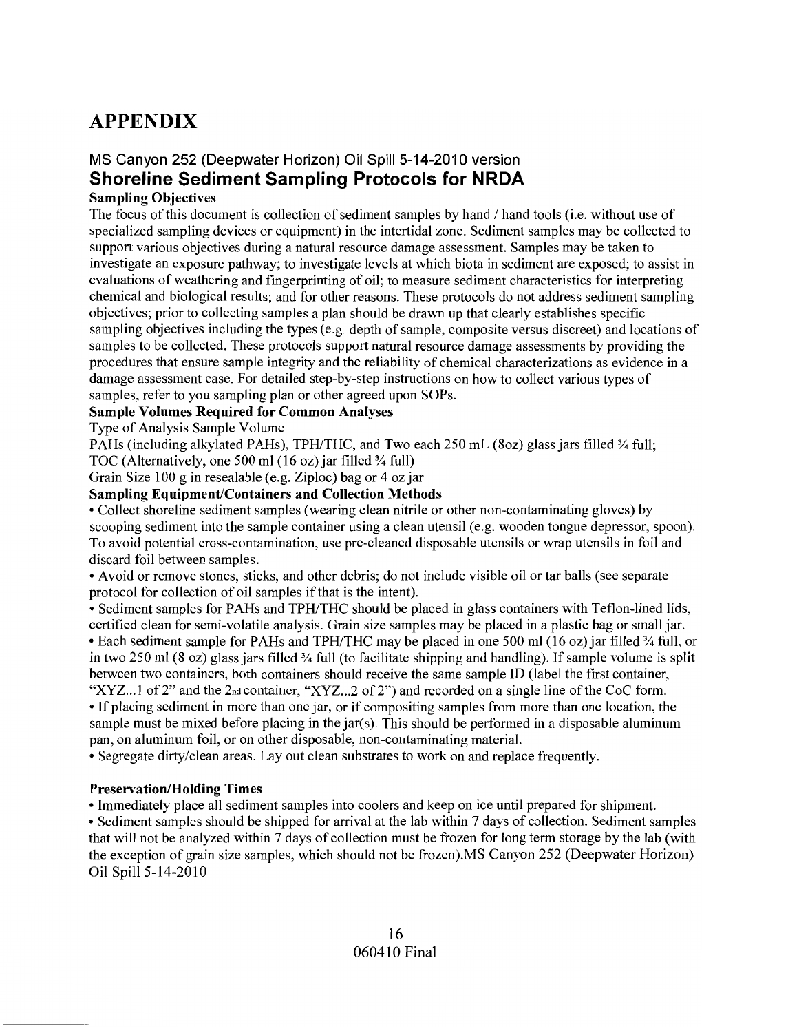# APPENDIX

## MS Canyon 252 (Deepwater Horizon) Oil Spill 5-14-2010 version

## Shoreline Sediment Sampling Protocols for NRDA

**Sampling Objectives**

The focus of this document is collection of sediment samples by hand / hand tools (i.e. without use of specialized sampling devices or equipment) in the intertidal zone. Sediment samples may be collected to support various objectives during a natural resource damage assessment. Samples may be taken to investigate an exposure pathway; to investigate levels at which biota in sediment are exposed; to assist in evaluations of weathering and fingerprinting of oil; to measure sediment characteristics for interpreting chemical and biological results; and for other reasons. These protocols do not address sediment sampling objectives; prior to collecting samples a plan should be drawn up that clearly establishes specific sampling objectives including the types (e.g. depth of sample, composite versus discreet) and locations of samples to be collected. These protocols support natural resource damage assessments by providing the procedures that ensure sample integrity and the reliability of chemical characterizations as evidence in a damage assessment case. For detailed step-by-step instructions on how to collect various types of samples, refer to you sampling plan or other agreed upon SOPs.

**Sample Volumes Required for Common Analyses**

| Type of Analysis | Sample Volume |
| --- | --- |
| PAHs (including alkylated PAHs), TPH/THC, and TOC | Two each 250 mL (8oz) glass jars filled ¾ full; (Alternatively, one 500 ml (16 oz) jar filled ¾ full) |
| Grain Size | 100 g in resealable (e.g. Ziploc) bag or 4 oz jar |

**Sampling Equipment/Containers and Collection Methods**

- Collect shoreline sediment samples (wearing clean nitrile or other non-contaminating gloves) by scooping sediment into the sample container using a clean utensil (e.g. wooden tongue depressor, spoon). To avoid potential cross-contamination, use pre-cleaned disposable utensils or wrap utensils in foil and discard foil between samples.
- Avoid or remove stones, sticks, and other debris; do not include visible oil or tar balls (see separate protocol for collection of oil samples if that is the intent).
- Sediment samples for PAHs and TPH/THC should be placed in glass containers with Teflon-lined lids, certified clean for semi-volatile analysis. Grain size samples may be placed in a plastic bag or small jar.
- Each sediment sample for PAHs and TPH/THC may be placed in one 500 ml (16 oz) jar filled ¾ full, or in two 250 ml (8 oz) glass jars filled ¾ full (to facilitate shipping and handling). If sample volume is split between two containers, both containers should receive the same sample ID (label the first container, "XYZ...1 of 2" and the 2nd container, "XYZ...2 of 2") and recorded on a single line of the CoC form.
- If placing sediment in more than one jar, or if compositing samples from more than one location, the sample must be mixed before placing in the jar(s). This should be performed in a disposable aluminum pan, on aluminum foil, or on other disposable, non-contaminating material.
- Segregate dirty/clean areas. Lay out clean substrates to work on and replace frequently.

**Preservation/Holding Times**

- Immediately place all sediment samples into coolers and keep on ice until prepared for shipment.
- Sediment samples should be shipped for arrival at the lab within 7 days of collection. Sediment samples that will not be analyzed within 7 days of collection must be frozen for long term storage by the lab (with the exception of grain size samples, which should not be frozen).MS Canyon 252 (Deepwater Horizon) Oil Spill 5-14-2010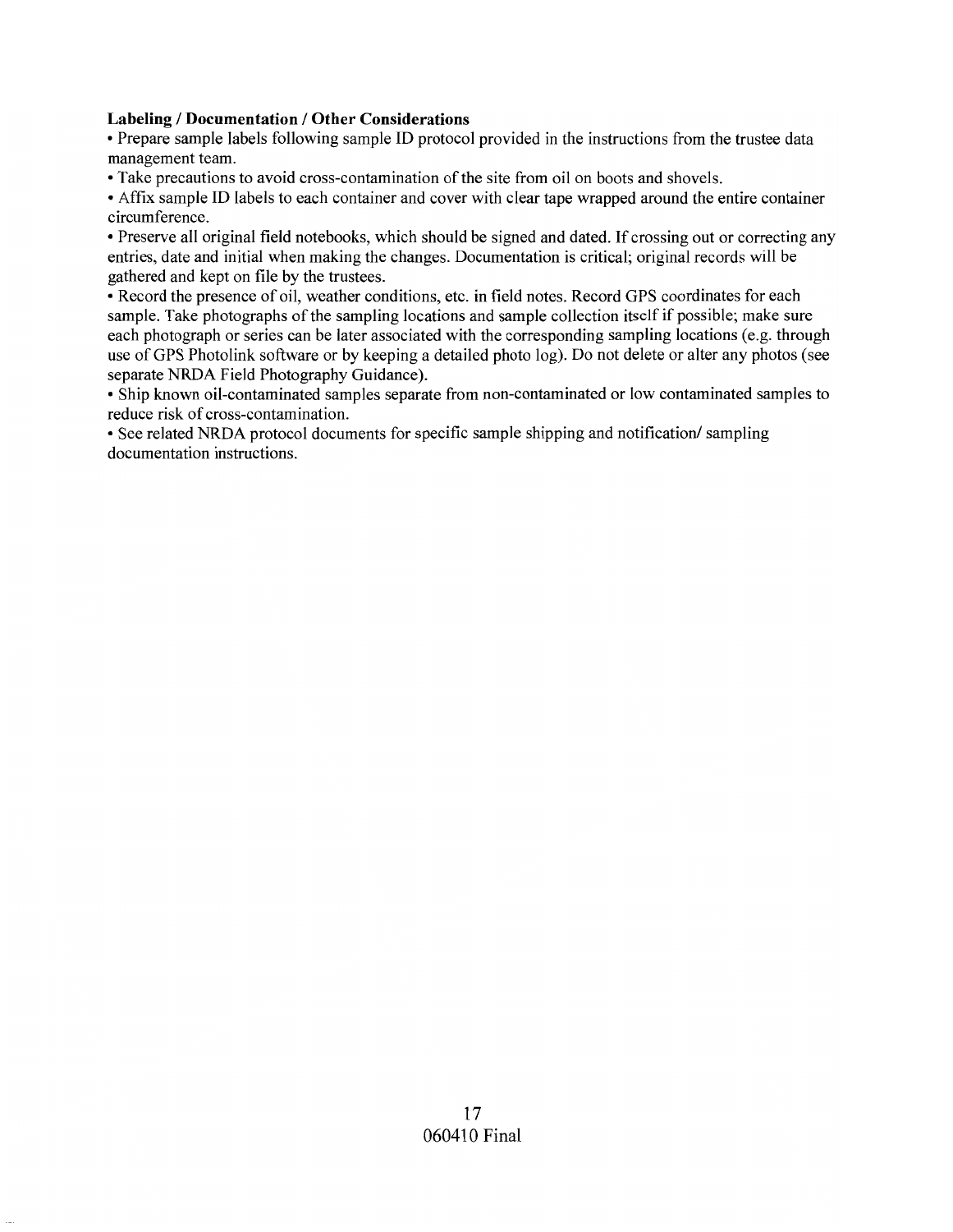**Labeling / Documentation / Other Considerations**

- Prepare sample labels following sample ID protocol provided in the instructions from the trustee data management team.
- Take precautions to avoid cross-contamination of the site from oil on boots and shovels.
- Affix sample ID labels to each container and cover with clear tape wrapped around the entire container circumference.
- Preserve all original field notebooks, which should be signed and dated. If crossing out or correcting any entries, date and initial when making the changes. Documentation is critical; original records will be gathered and kept on file by the trustees.
- Record the presence of oil, weather conditions, etc. in field notes. Record GPS coordinates for each sample. Take photographs of the sampling locations and sample collection itself if possible; make sure each photograph or series can be later associated with the corresponding sampling locations (e.g. through use of GPS Photolink software or by keeping a detailed photo log). Do not delete or alter any photos (see separate NRDA Field Photography Guidance).
- Ship known oil-contaminated samples separate from non-contaminated or low contaminated samples to reduce risk of cross-contamination.
- See related NRDA protocol documents for specific sample shipping and notification/ sampling documentation instructions.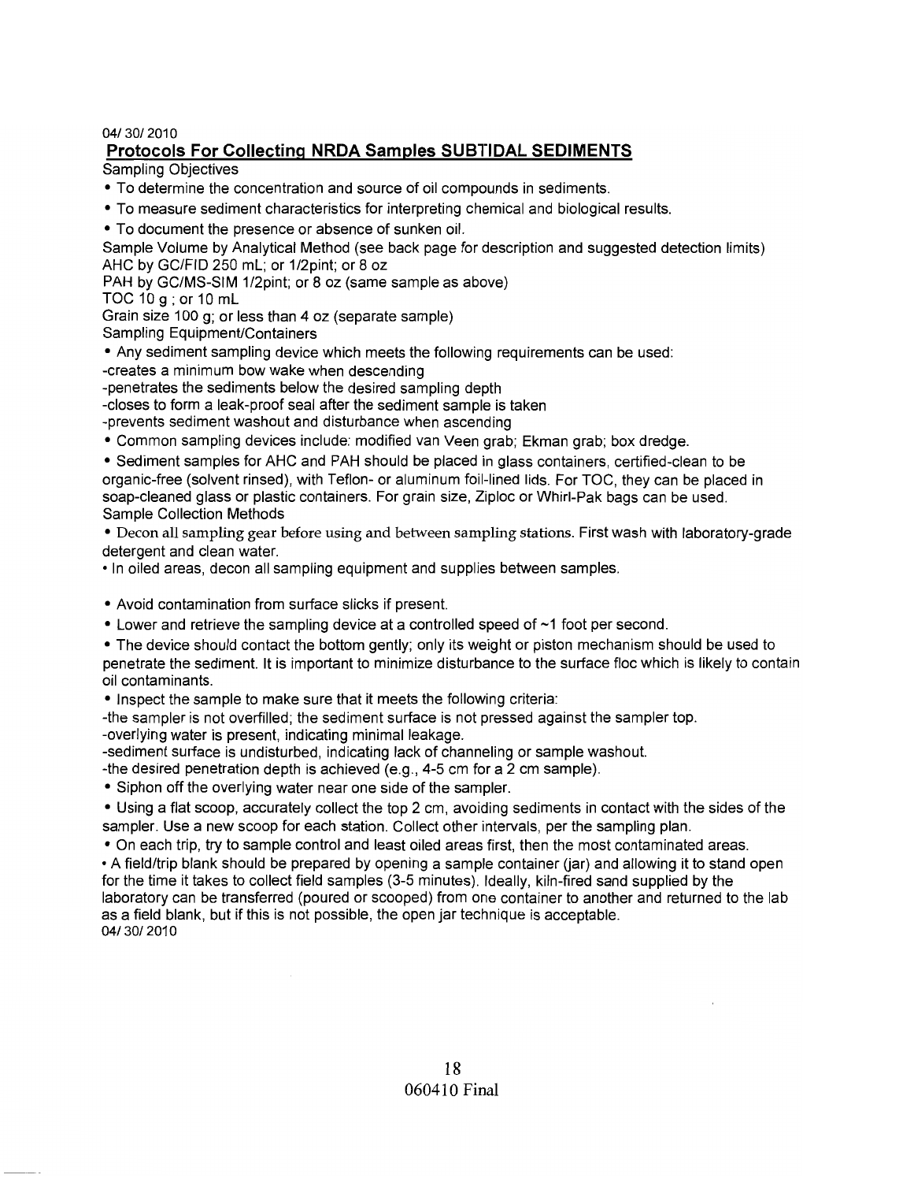04/ 30/ 2010

## Protocols For Collecting NRDA Samples SUBTIDAL SEDIMENTS

Sampling Objectives

- To determine the concentration and source of oil compounds in sediments.
- To measure sediment characteristics for interpreting chemical and biological results.
- To document the presence or absence of sunken oil.

Sample Volume by Analytical Method (see back page for description and suggested detection limits)
AHC by GC/FID 250 mL; or 1/2pint; or 8 oz
PAH by GC/MS-SIM 1/2pint; or 8 oz (same sample as above)
TOC 10 g ; or 10 mL
Grain size 100 g; or less than 4 oz (separate sample)

Sampling Equipment/Containers

- Any sediment sampling device which meets the following requirements can be used:

-creates a minimum bow wake when descending
-penetrates the sediments below the desired sampling depth
-closes to form a leak-proof seal after the sediment sample is taken
-prevents sediment washout and disturbance when ascending

- Common sampling devices include: modified van Veen grab; Ekman grab; box dredge.
- Sediment samples for AHC and PAH should be placed in glass containers, certified-clean to be organic-free (solvent rinsed), with Teflon- or aluminum foil-lined lids. For TOC, they can be placed in soap-cleaned glass or plastic containers. For grain size, Ziploc or Whirl-Pak bags can be used.

Sample Collection Methods

- Decon all sampling gear before using and between sampling stations. First wash with laboratory-grade detergent and clean water.
- In oiled areas, decon all sampling equipment and supplies between samples.

- Avoid contamination from surface slicks if present.
- Lower and retrieve the sampling device at a controlled speed of ~1 foot per second.
- The device should contact the bottom gently; only its weight or piston mechanism should be used to penetrate the sediment. It is important to minimize disturbance to the surface floc which is likely to contain oil contaminants.
- Inspect the sample to make sure that it meets the following criteria:

-the sampler is not overfilled; the sediment surface is not pressed against the sampler top.
-overlying water is present, indicating minimal leakage.
-sediment surface is undisturbed, indicating lack of channeling or sample washout.
-the desired penetration depth is achieved (e.g., 4-5 cm for a 2 cm sample).

- Siphon off the overlying water near one side of the sampler.
- Using a flat scoop, accurately collect the top 2 cm, avoiding sediments in contact with the sides of the sampler. Use a new scoop for each station. Collect other intervals, per the sampling plan.
- On each trip, try to sample control and least oiled areas first, then the most contaminated areas.
- A field/trip blank should be prepared by opening a sample container (jar) and allowing it to stand open for the time it takes to collect field samples (3-5 minutes). Ideally, kiln-fired sand supplied by the laboratory can be transferred (poured or scooped) from one container to another and returned to the lab as a field blank, but if this is not possible, the open jar technique is acceptable.

04/ 30/ 2010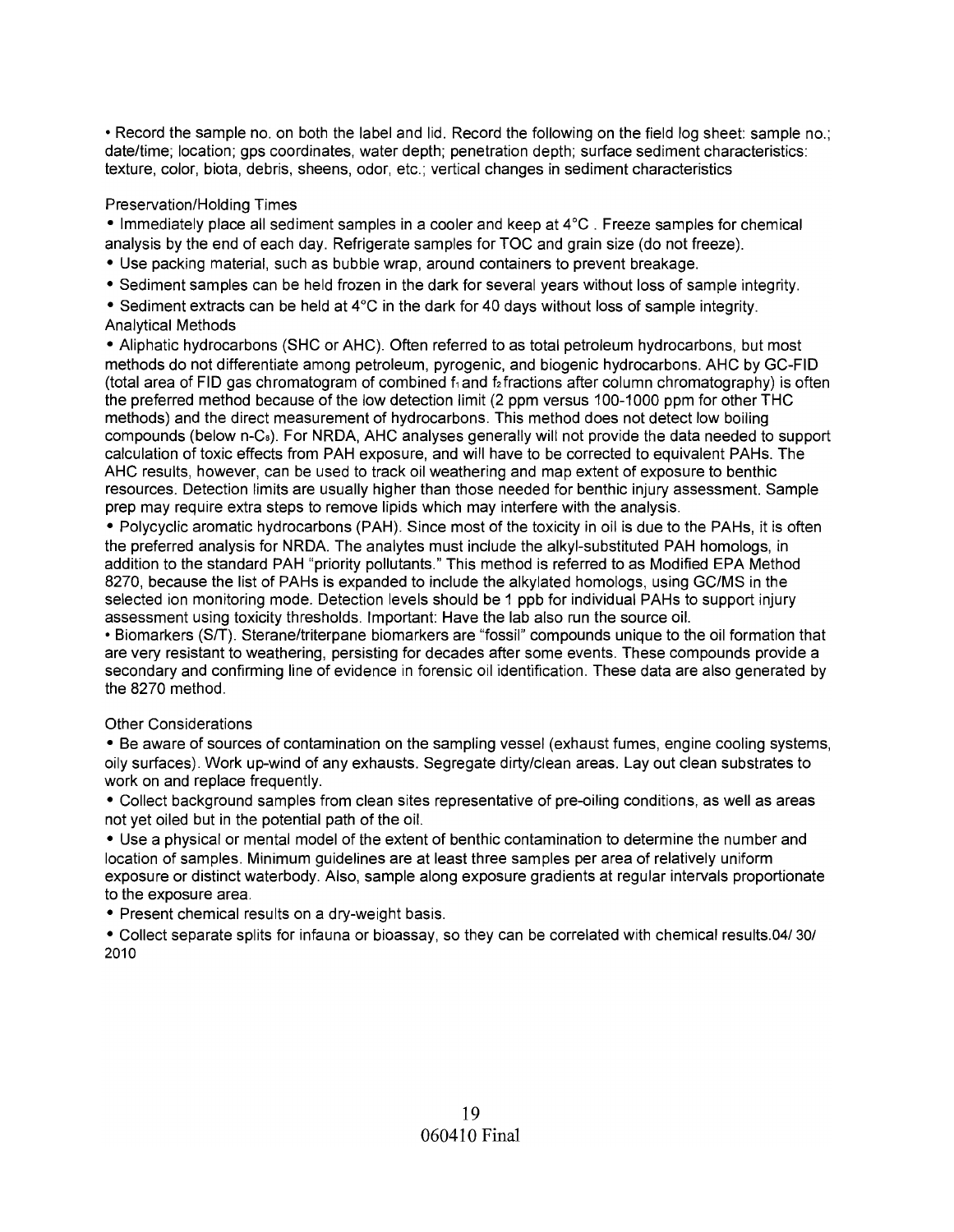• Record the sample no. on both the label and lid. Record the following on the field log sheet: sample no.; date/time; location; gps coordinates, water depth; penetration depth; surface sediment characteristics: texture, color, biota, debris, sheens, odor, etc.; vertical changes in sediment characteristics

Preservation/Holding Times

- Immediately place all sediment samples in a cooler and keep at 4°C . Freeze samples for chemical analysis by the end of each day. Refrigerate samples for TOC and grain size (do not freeze).
- Use packing material, such as bubble wrap, around containers to prevent breakage.
- Sediment samples can be held frozen in the dark for several years without loss of sample integrity.
- Sediment extracts can be held at 4°C in the dark for 40 days without loss of sample integrity.

Analytical Methods

- Aliphatic hydrocarbons (SHC or AHC). Often referred to as total petroleum hydrocarbons, but most methods do not differentiate among petroleum, pyrogenic, and biogenic hydrocarbons. AHC by GC-FID (total area of FID gas chromatogram of combined $f_1$ and $f_2$ fractions after column chromatography) is often the preferred method because of the low detection limit (2 ppm versus 100-1000 ppm for other THC methods) and the direct measurement of hydrocarbons. This method does not detect low boiling compounds (below n-$C_9$). For NRDA, AHC analyses generally will not provide the data needed to support calculation of toxic effects from PAH exposure, and will have to be corrected to equivalent PAHs. The AHC results, however, can be used to track oil weathering and map extent of exposure to benthic resources. Detection limits are usually higher than those needed for benthic injury assessment. Sample prep may require extra steps to remove lipids which may interfere with the analysis.
- Polycyclic aromatic hydrocarbons (PAH). Since most of the toxicity in oil is due to the PAHs, it is often the preferred analysis for NRDA. The analytes must include the alkyl-substituted PAH homologs, in addition to the standard PAH "priority pollutants." This method is referred to as Modified EPA Method 8270, because the list of PAHs is expanded to include the alkylated homologs, using GC/MS in the selected ion monitoring mode. Detection levels should be 1 ppb for individual PAHs to support injury assessment using toxicity thresholds. Important: Have the lab also run the source oil.
- Biomarkers (S/T). Sterane/triterpane biomarkers are "fossil" compounds unique to the oil formation that are very resistant to weathering, persisting for decades after some events. These compounds provide a secondary and confirming line of evidence in forensic oil identification. These data are also generated by the 8270 method.

Other Considerations

- Be aware of sources of contamination on the sampling vessel (exhaust fumes, engine cooling systems, oily surfaces). Work up-wind of any exhausts. Segregate dirty/clean areas. Lay out clean substrates to work on and replace frequently.
- Collect background samples from clean sites representative of pre-oiling conditions, as well as areas not yet oiled but in the potential path of the oil.
- Use a physical or mental model of the extent of benthic contamination to determine the number and location of samples. Minimum guidelines are at least three samples per area of relatively uniform exposure or distinct waterbody. Also, sample along exposure gradients at regular intervals proportionate to the exposure area.
- Present chemical results on a dry-weight basis.
- Collect separate splits for infauna or bioassay, so they can be correlated with chemical results.04/ 30/ 2010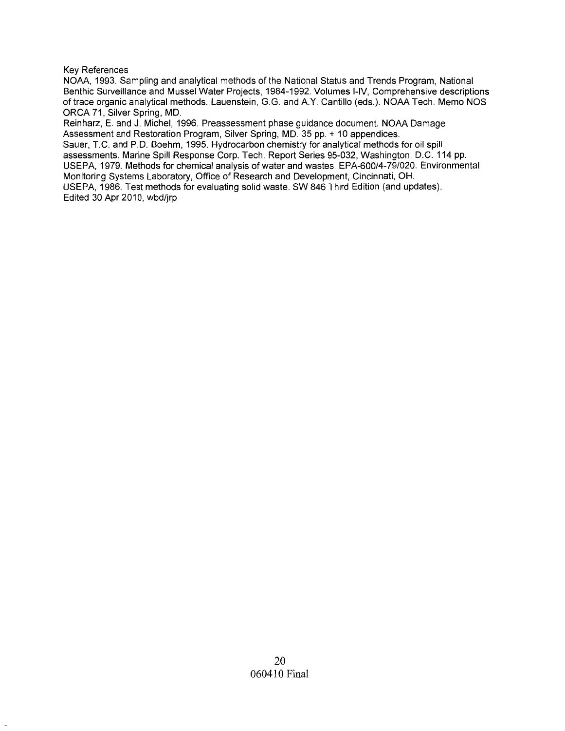Key References

NOAA, 1993. Sampling and analytical methods of the National Status and Trends Program, National Benthic Surveillance and Mussel Water Projects, 1984-1992. Volumes I-IV, Comprehensive descriptions of trace organic analytical methods. Lauenstein, G.G. and A.Y. Cantillo (eds.). NOAA Tech. Memo NOS ORCA 71, Silver Spring, MD.

Reinharz, E. and J. Michel, 1996. Preassessment phase guidance document. NOAA Damage Assessment and Restoration Program, Silver Spring, MD. 35 pp. + 10 appendices.

Sauer, T.C. and P.D. Boehm, 1995. Hydrocarbon chemistry for analytical methods for oil spill assessments. Marine Spill Response Corp. Tech. Report Series 95-032, Washington, D.C. 114 pp.

USEPA, 1979. Methods for chemical analysis of water and wastes. EPA-600/4-79/020. Environmental Monitoring Systems Laboratory, Office of Research and Development, Cincinnati, OH.

USEPA, 1986. Test methods for evaluating solid waste. SW 846 Third Edition (and updates).

Edited 30 Apr 2010, wbd/jrp

060410 Final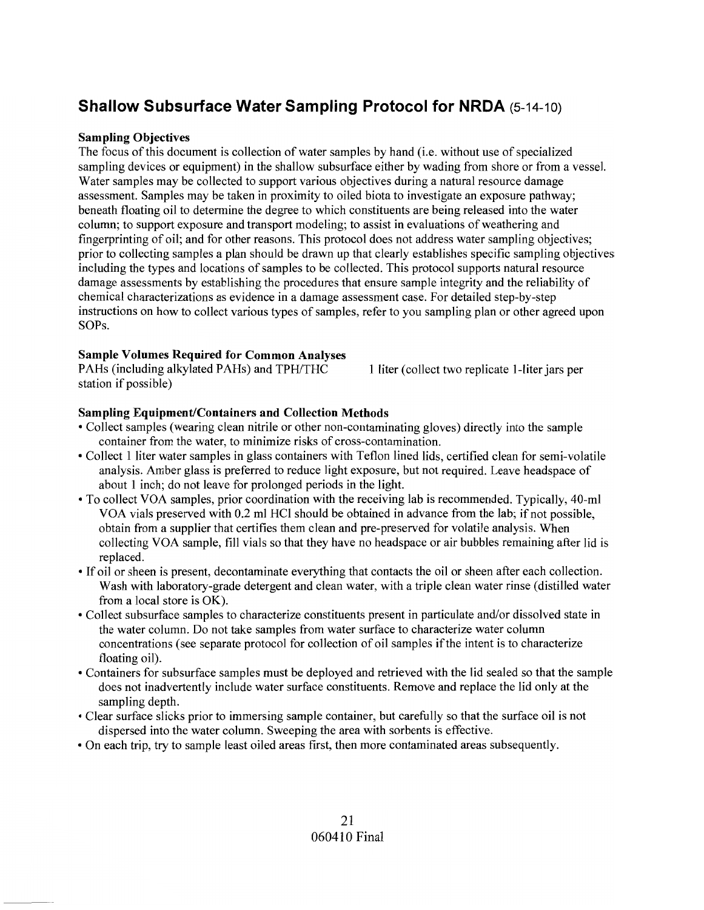## Shallow Subsurface Water Sampling Protocol for NRDA (5-14-10)

**Sampling Objectives**

The focus of this document is collection of water samples by hand (i.e. without use of specialized sampling devices or equipment) in the shallow subsurface either by wading from shore or from a vessel. Water samples may be collected to support various objectives during a natural resource damage assessment. Samples may be taken in proximity to oiled biota to investigate an exposure pathway; beneath floating oil to determine the degree to which constituents are being released into the water column; to support exposure and transport modeling; to assist in evaluations of weathering and fingerprinting of oil; and for other reasons. This protocol does not address water sampling objectives; prior to collecting samples a plan should be drawn up that clearly establishes specific sampling objectives including the types and locations of samples to be collected. This protocol supports natural resource damage assessments by establishing the procedures that ensure sample integrity and the reliability of chemical characterizations as evidence in a damage assessment case. For detailed step-by-step instructions on how to collect various types of samples, refer to you sampling plan or other agreed upon SOPs.

**Sample Volumes Required for Common Analyses**

PAHs (including alkylated PAHs) and TPH/THC 1 liter (collect two replicate 1-liter jars per station if possible)

**Sampling Equipment/Containers and Collection Methods**

- Collect samples (wearing clean nitrile or other non-contaminating gloves) directly into the sample container from the water, to minimize risks of cross-contamination.
- Collect 1 liter water samples in glass containers with Teflon lined lids, certified clean for semi-volatile analysis. Amber glass is preferred to reduce light exposure, but not required. Leave headspace of about 1 inch; do not leave for prolonged periods in the light.
- To collect VOA samples, prior coordination with the receiving lab is recommended. Typically, 40-ml VOA vials preserved with 0.2 ml HCl should be obtained in advance from the lab; if not possible, obtain from a supplier that certifies them clean and pre-preserved for volatile analysis. When collecting VOA sample, fill vials so that they have no headspace or air bubbles remaining after lid is replaced.
- If oil or sheen is present, decontaminate everything that contacts the oil or sheen after each collection. Wash with laboratory-grade detergent and clean water, with a triple clean water rinse (distilled water from a local store is OK).
- Collect subsurface samples to characterize constituents present in particulate and/or dissolved state in the water column. Do not take samples from water surface to characterize water column concentrations (see separate protocol for collection of oil samples if the intent is to characterize floating oil).
- Containers for subsurface samples must be deployed and retrieved with the lid sealed so that the sample does not inadvertently include water surface constituents. Remove and replace the lid only at the sampling depth.
- Clear surface slicks prior to immersing sample container, but carefully so that the surface oil is not dispersed into the water column. Sweeping the area with sorbents is effective.
- On each trip, try to sample least oiled areas first, then more contaminated areas subsequently.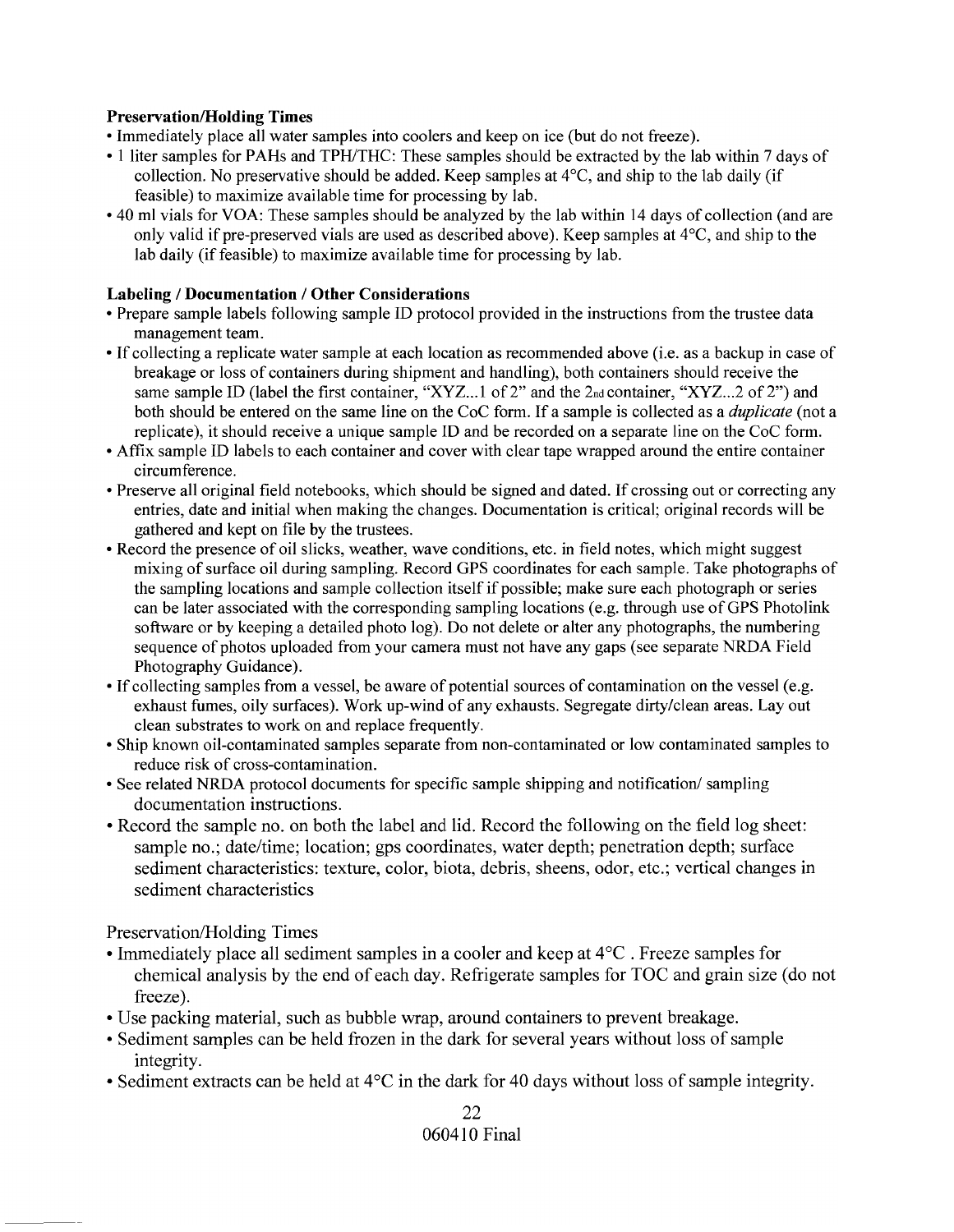**Preservation/Holding Times**

- Immediately place all water samples into coolers and keep on ice (but do not freeze).
- 1 liter samples for PAHs and TPH/THC: These samples should be extracted by the lab within 7 days of collection. No preservative should be added. Keep samples at 4°C, and ship to the lab daily (if feasible) to maximize available time for processing by lab.
- 40 ml vials for VOA: These samples should be analyzed by the lab within 14 days of collection (and are only valid if pre-preserved vials are used as described above). Keep samples at 4°C, and ship to the lab daily (if feasible) to maximize available time for processing by lab.

**Labeling / Documentation / Other Considerations**

- Prepare sample labels following sample ID protocol provided in the instructions from the trustee data management team.
- If collecting a replicate water sample at each location as recommended above (i.e. as a backup in case of breakage or loss of containers during shipment and handling), both containers should receive the same sample ID (label the first container, "XYZ...1 of 2" and the 2nd container, "XYZ...2 of 2") and both should be entered on the same line on the CoC form. If a sample is collected as a *duplicate* (not a replicate), it should receive a unique sample ID and be recorded on a separate line on the CoC form.
- Affix sample ID labels to each container and cover with clear tape wrapped around the entire container circumference.
- Preserve all original field notebooks, which should be signed and dated. If crossing out or correcting any entries, date and initial when making the changes. Documentation is critical; original records will be gathered and kept on file by the trustees.
- Record the presence of oil slicks, weather, wave conditions, etc. in field notes, which might suggest mixing of surface oil during sampling. Record GPS coordinates for each sample. Take photographs of the sampling locations and sample collection itself if possible; make sure each photograph or series can be later associated with the corresponding sampling locations (e.g. through use of GPS Photolink software or by keeping a detailed photo log). Do not delete or alter any photographs, the numbering sequence of photos uploaded from your camera must not have any gaps (see separate NRDA Field Photography Guidance).
- If collecting samples from a vessel, be aware of potential sources of contamination on the vessel (e.g. exhaust fumes, oily surfaces). Work up-wind of any exhausts. Segregate dirty/clean areas. Lay out clean substrates to work on and replace frequently.
- Ship known oil-contaminated samples separate from non-contaminated or low contaminated samples to reduce risk of cross-contamination.
- See related NRDA protocol documents for specific sample shipping and notification/ sampling documentation instructions.
- Record the sample no. on both the label and lid. Record the following on the field log sheet: sample no.; date/time; location; gps coordinates, water depth; penetration depth; surface sediment characteristics: texture, color, biota, debris, sheens, odor, etc.; vertical changes in sediment characteristics

Preservation/Holding Times

- Immediately place all sediment samples in a cooler and keep at 4°C . Freeze samples for chemical analysis by the end of each day. Refrigerate samples for TOC and grain size (do not freeze).
- Use packing material, such as bubble wrap, around containers to prevent breakage.
- Sediment samples can be held frozen in the dark for several years without loss of sample integrity.
- Sediment extracts can be held at 4°C in the dark for 40 days without loss of sample integrity.

060410 Final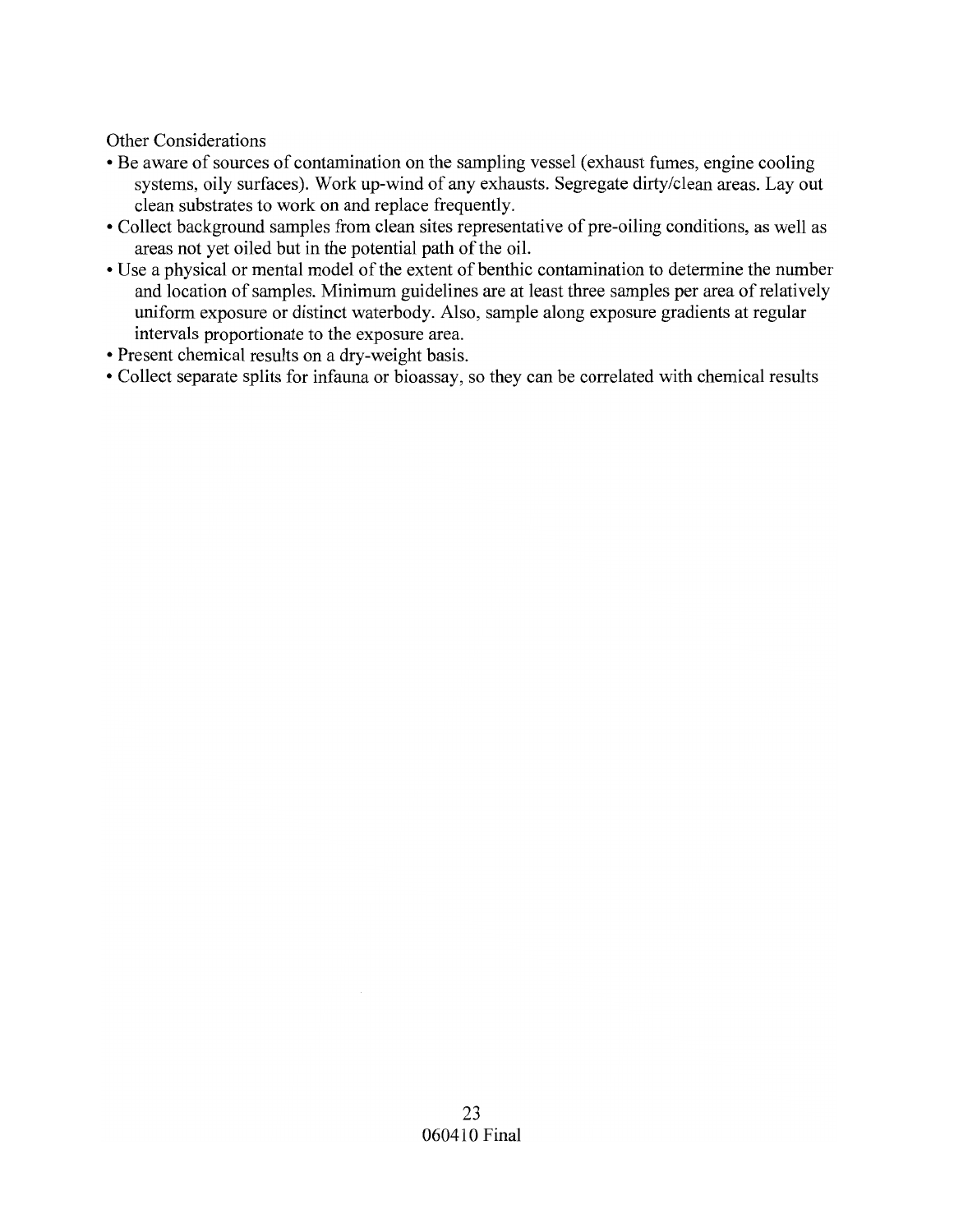Other Considerations

- Be aware of sources of contamination on the sampling vessel (exhaust fumes, engine cooling systems, oily surfaces). Work up-wind of any exhausts. Segregate dirty/clean areas. Lay out clean substrates to work on and replace frequently.
- Collect background samples from clean sites representative of pre-oiling conditions, as well as areas not yet oiled but in the potential path of the oil.
- Use a physical or mental model of the extent of benthic contamination to determine the number and location of samples. Minimum guidelines are at least three samples per area of relatively uniform exposure or distinct waterbody. Also, sample along exposure gradients at regular intervals proportionate to the exposure area.
- Present chemical results on a dry-weight basis.
- Collect separate splits for infauna or bioassay, so they can be correlated with chemical results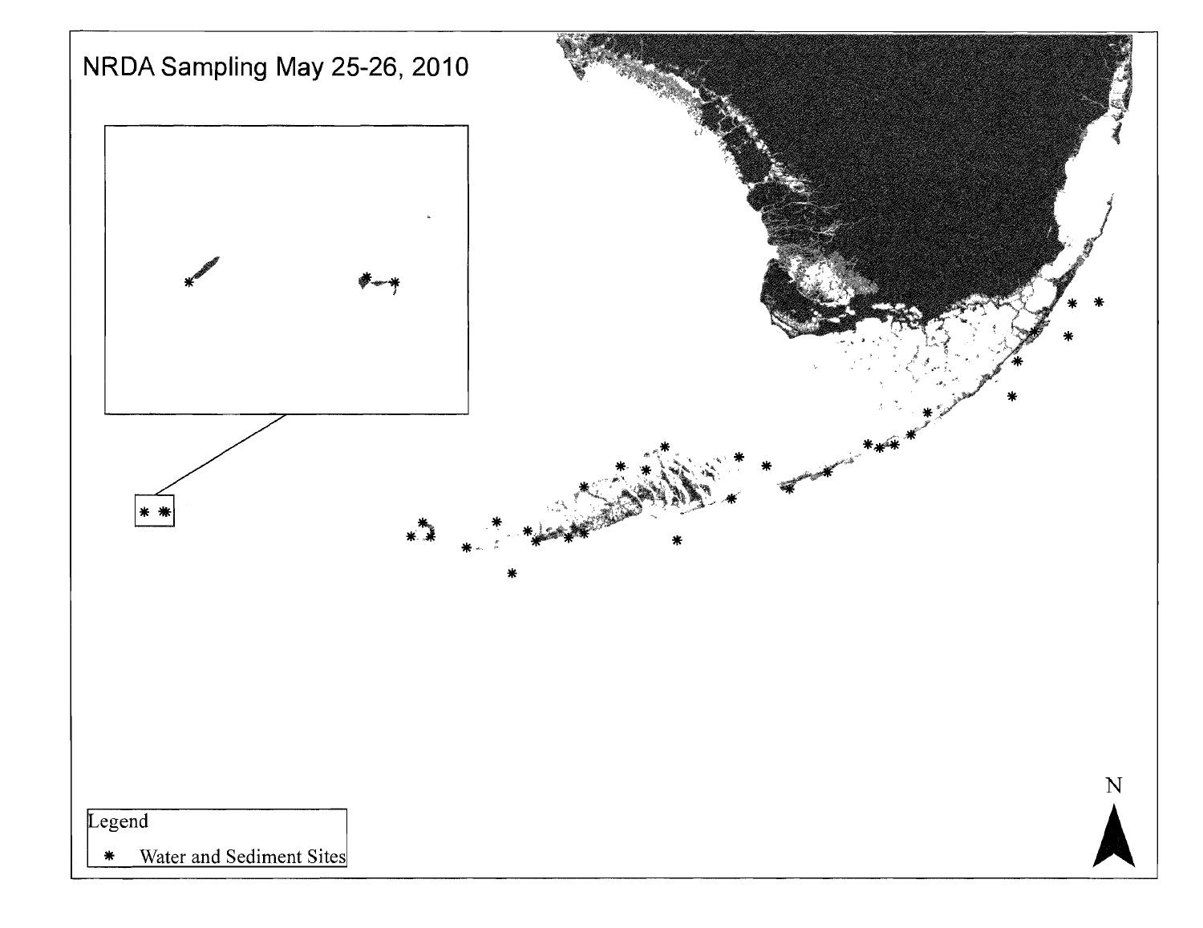NRDA Sampling May 25-26, 2010

Legend

* Water and Sediment Sites

N